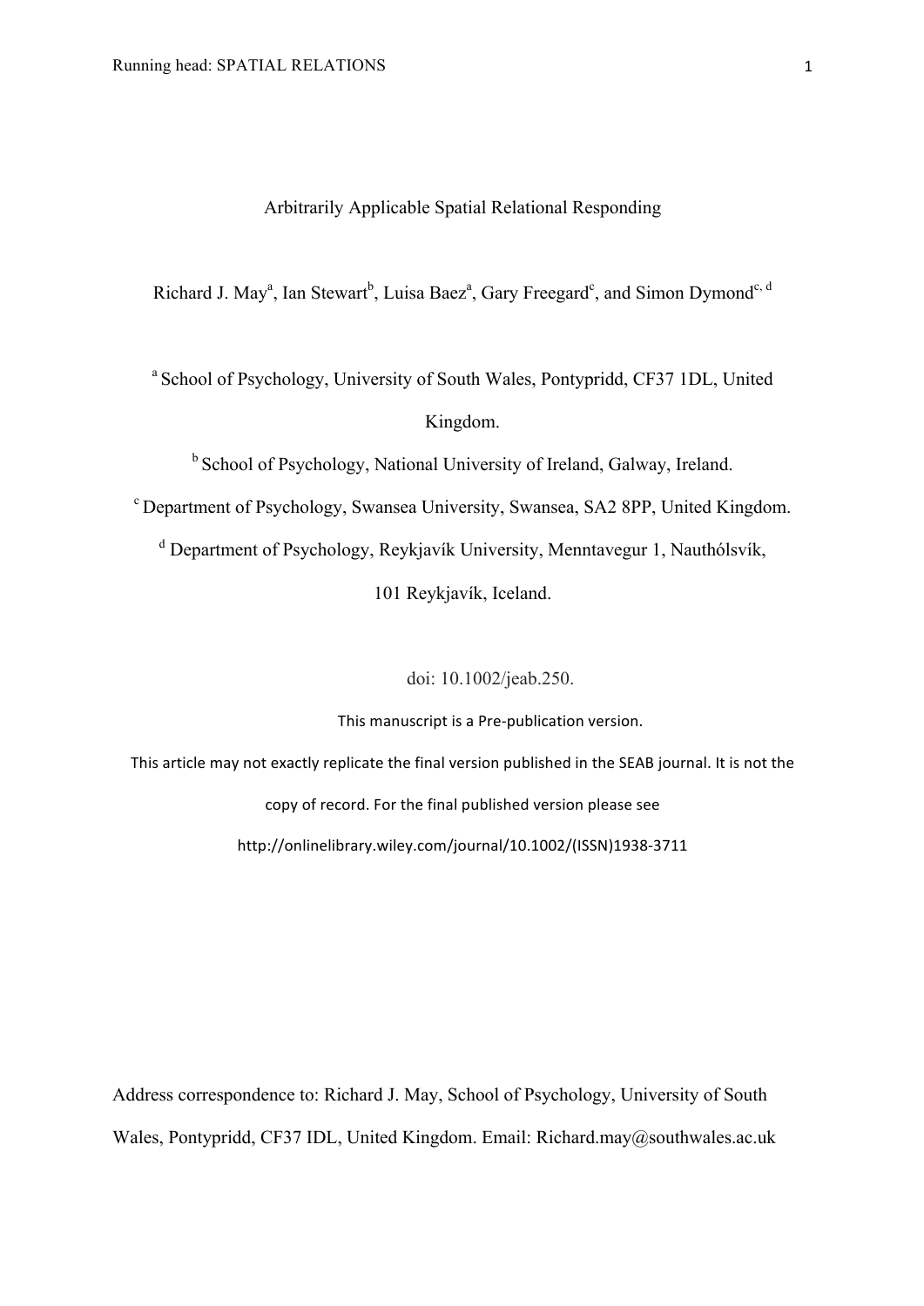# Arbitrarily Applicable Spatial Relational Responding

Richard J. May[a], Ian Stewart[b], Luisa Baez[a], Gary Freegard[c], and Simon Dymond[c, d]

[a] School of Psychology, University of South Wales, Pontypridd, CF37 1DL, United Kingdom.

[b] School of Psychology, National University of Ireland, Galway, Ireland.

[c] Department of Psychology, Swansea University, Swansea, SA2 8PP, United Kingdom.

[d] Department of Psychology, Reykjavík University, Menntavegur 1, Nauthólsvík, 101 Reykjavík, Iceland.

doi: 10.1002/jeab.250.

This manuscript is a Pre-publication version.

This article may not exactly replicate the final version published in the SEAB journal. It is not the copy of record. For the final published version please see http://onlinelibrary.wiley.com/journal/10.1002/(ISSN)1938-3711

Address correspondence to: Richard J. May, School of Psychology, University of South Wales, Pontypridd, CF37 IDL, United Kingdom. Email: Richard.may@southwales.ac.uk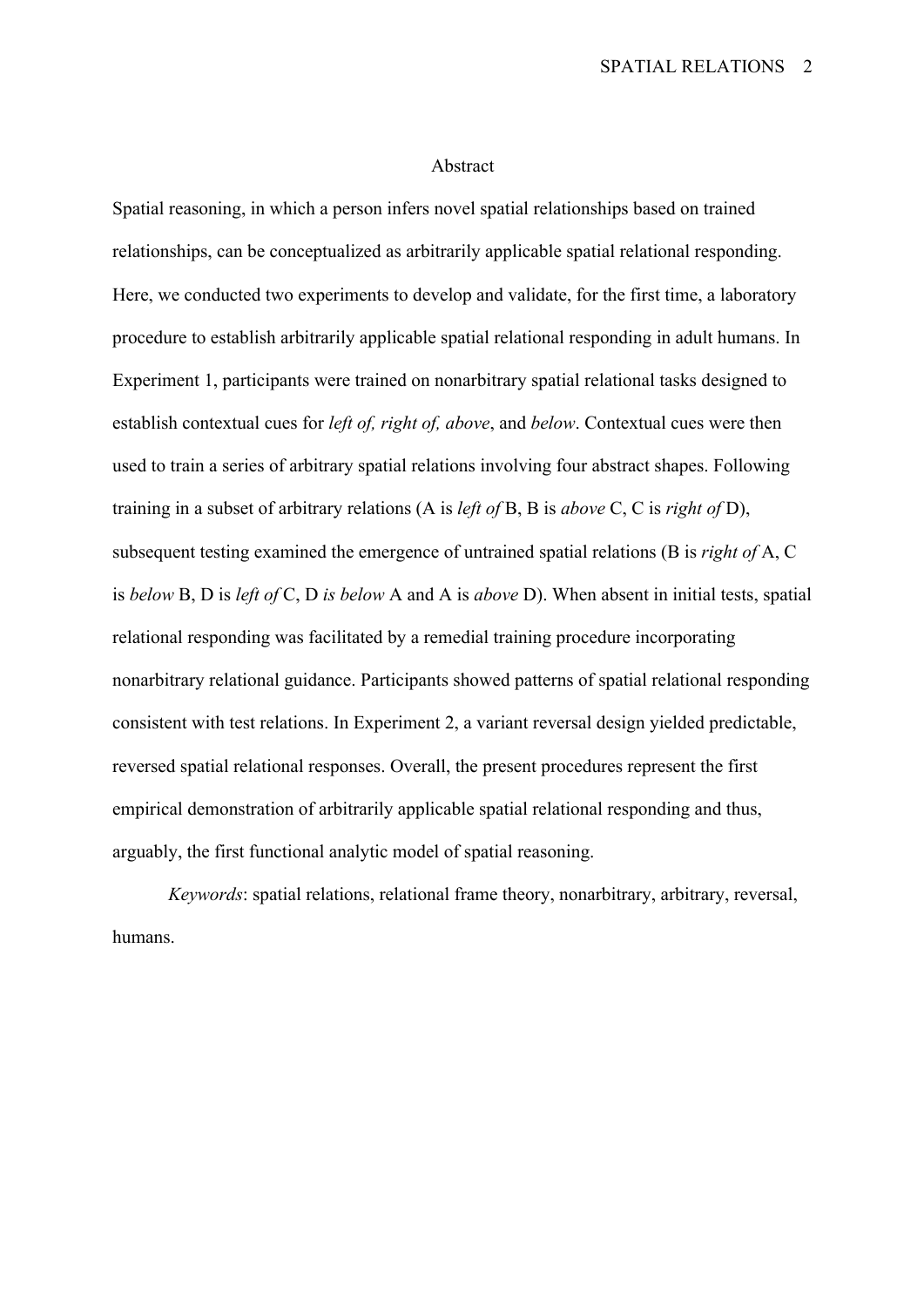# Abstract

Spatial reasoning, in which a person infers novel spatial relationships based on trained relationships, can be conceptualized as arbitrarily applicable spatial relational responding. Here, we conducted two experiments to develop and validate, for the first time, a laboratory procedure to establish arbitrarily applicable spatial relational responding in adult humans. In Experiment 1, participants were trained on nonarbitrary spatial relational tasks designed to establish contextual cues for *left of, right of, above*, and *below*. Contextual cues were then used to train a series of arbitrary spatial relations involving four abstract shapes. Following training in a subset of arbitrary relations (A is *left of* B, B is *above* C, C is *right of* D), subsequent testing examined the emergence of untrained spatial relations (B is *right of* A, C is *below* B, D is *left of* C, D *is below* A and A is *above* D). When absent in initial tests, spatial relational responding was facilitated by a remedial training procedure incorporating nonarbitrary relational guidance. Participants showed patterns of spatial relational responding consistent with test relations. In Experiment 2, a variant reversal design yielded predictable, reversed spatial relational responses. Overall, the present procedures represent the first empirical demonstration of arbitrarily applicable spatial relational responding and thus, arguably, the first functional analytic model of spatial reasoning.

*Keywords*: spatial relations, relational frame theory, nonarbitrary, arbitrary, reversal, humans.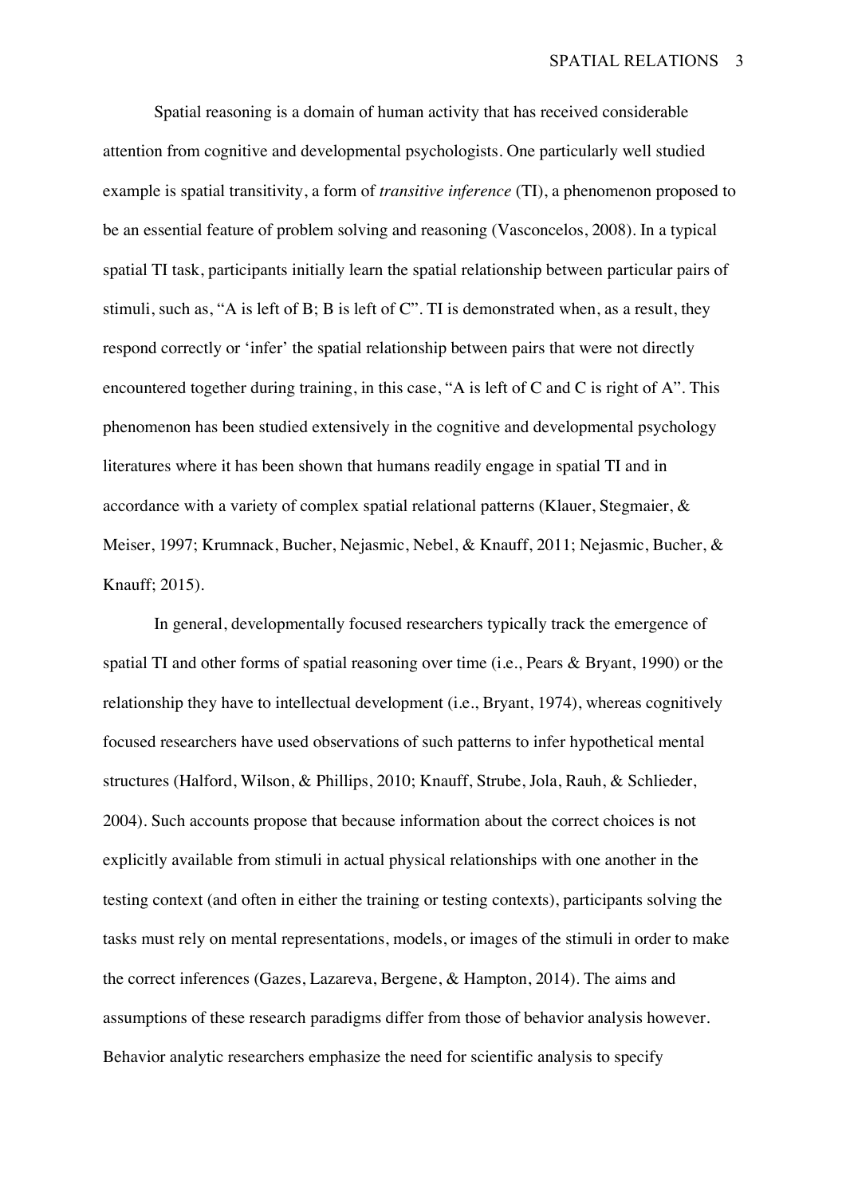Spatial reasoning is a domain of human activity that has received considerable attention from cognitive and developmental psychologists. One particularly well studied example is spatial transitivity, a form of *transitive inference* (TI), a phenomenon proposed to be an essential feature of problem solving and reasoning (Vasconcelos, 2008). In a typical spatial TI task, participants initially learn the spatial relationship between particular pairs of stimuli, such as, "A is left of B; B is left of C". TI is demonstrated when, as a result, they respond correctly or 'infer' the spatial relationship between pairs that were not directly encountered together during training, in this case, "A is left of C and C is right of A". This phenomenon has been studied extensively in the cognitive and developmental psychology literatures where it has been shown that humans readily engage in spatial TI and in accordance with a variety of complex spatial relational patterns (Klauer, Stegmaier, & Meiser, 1997; Krumnack, Bucher, Nejasmic, Nebel, & Knauff, 2011; Nejasmic, Bucher, & Knauff; 2015).

In general, developmentally focused researchers typically track the emergence of spatial TI and other forms of spatial reasoning over time (i.e., Pears & Bryant, 1990) or the relationship they have to intellectual development (i.e., Bryant, 1974), whereas cognitively focused researchers have used observations of such patterns to infer hypothetical mental structures (Halford, Wilson, & Phillips, 2010; Knauff, Strube, Jola, Rauh, & Schlieder, 2004). Such accounts propose that because information about the correct choices is not explicitly available from stimuli in actual physical relationships with one another in the testing context (and often in either the training or testing contexts), participants solving the tasks must rely on mental representations, models, or images of the stimuli in order to make the correct inferences (Gazes, Lazareva, Bergene, & Hampton, 2014). The aims and assumptions of these research paradigms differ from those of behavior analysis however. Behavior analytic researchers emphasize the need for scientific analysis to specify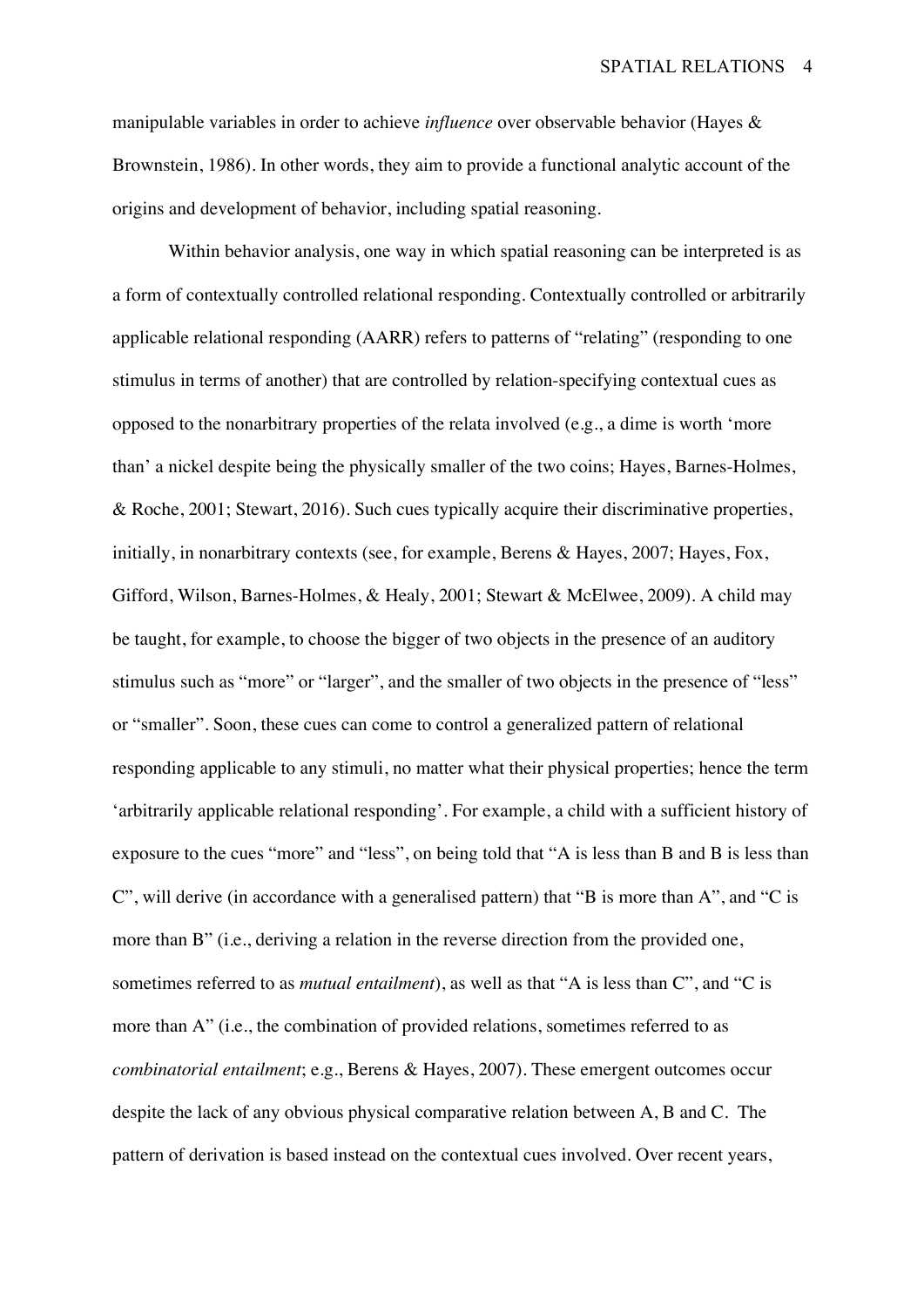manipulable variables in order to achieve *influence* over observable behavior (Hayes & Brownstein, 1986). In other words, they aim to provide a functional analytic account of the origins and development of behavior, including spatial reasoning.

Within behavior analysis, one way in which spatial reasoning can be interpreted is as a form of contextually controlled relational responding. Contextually controlled or arbitrarily applicable relational responding (AARR) refers to patterns of "relating" (responding to one stimulus in terms of another) that are controlled by relation-specifying contextual cues as opposed to the nonarbitrary properties of the relata involved (e.g., a dime is worth 'more than' a nickel despite being the physically smaller of the two coins; Hayes, Barnes-Holmes, & Roche, 2001; Stewart, 2016). Such cues typically acquire their discriminative properties, initially, in nonarbitrary contexts (see, for example, Berens & Hayes, 2007; Hayes, Fox, Gifford, Wilson, Barnes-Holmes, & Healy, 2001; Stewart & McElwee, 2009). A child may be taught, for example, to choose the bigger of two objects in the presence of an auditory stimulus such as "more" or "larger", and the smaller of two objects in the presence of "less" or "smaller". Soon, these cues can come to control a generalized pattern of relational responding applicable to any stimuli, no matter what their physical properties; hence the term 'arbitrarily applicable relational responding'. For example, a child with a sufficient history of exposure to the cues "more" and "less", on being told that "A is less than B and B is less than C", will derive (in accordance with a generalised pattern) that "B is more than A", and "C is more than B" (i.e., deriving a relation in the reverse direction from the provided one, sometimes referred to as *mutual entailment*), as well as that "A is less than C", and "C is more than A" (i.e., the combination of provided relations, sometimes referred to as *combinatorial entailment*; e.g., Berens & Hayes, 2007). These emergent outcomes occur despite the lack of any obvious physical comparative relation between A, B and C. The pattern of derivation is based instead on the contextual cues involved. Over recent years,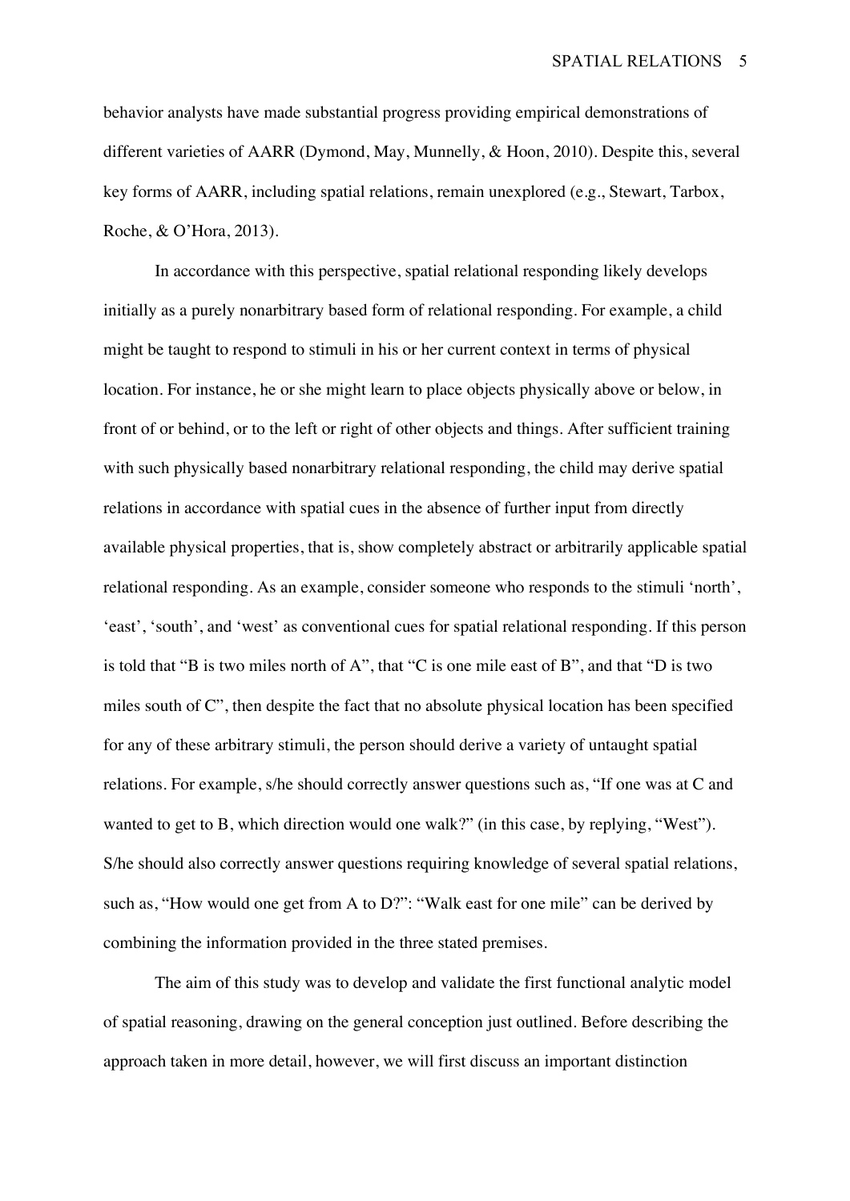behavior analysts have made substantial progress providing empirical demonstrations of different varieties of AARR (Dymond, May, Munnelly, & Hoon, 2010). Despite this, several key forms of AARR, including spatial relations, remain unexplored (e.g., Stewart, Tarbox, Roche, & O'Hora, 2013).

In accordance with this perspective, spatial relational responding likely develops initially as a purely nonarbitrary based form of relational responding. For example, a child might be taught to respond to stimuli in his or her current context in terms of physical location. For instance, he or she might learn to place objects physically above or below, in front of or behind, or to the left or right of other objects and things. After sufficient training with such physically based nonarbitrary relational responding, the child may derive spatial relations in accordance with spatial cues in the absence of further input from directly available physical properties, that is, show completely abstract or arbitrarily applicable spatial relational responding. As an example, consider someone who responds to the stimuli 'north', 'east', 'south', and 'west' as conventional cues for spatial relational responding. If this person is told that "B is two miles north of A", that "C is one mile east of B", and that "D is two miles south of C", then despite the fact that no absolute physical location has been specified for any of these arbitrary stimuli, the person should derive a variety of untaught spatial relations. For example, s/he should correctly answer questions such as, "If one was at C and wanted to get to B, which direction would one walk?" (in this case, by replying, "West"). S/he should also correctly answer questions requiring knowledge of several spatial relations, such as, "How would one get from A to D?": "Walk east for one mile" can be derived by combining the information provided in the three stated premises.

The aim of this study was to develop and validate the first functional analytic model of spatial reasoning, drawing on the general conception just outlined. Before describing the approach taken in more detail, however, we will first discuss an important distinction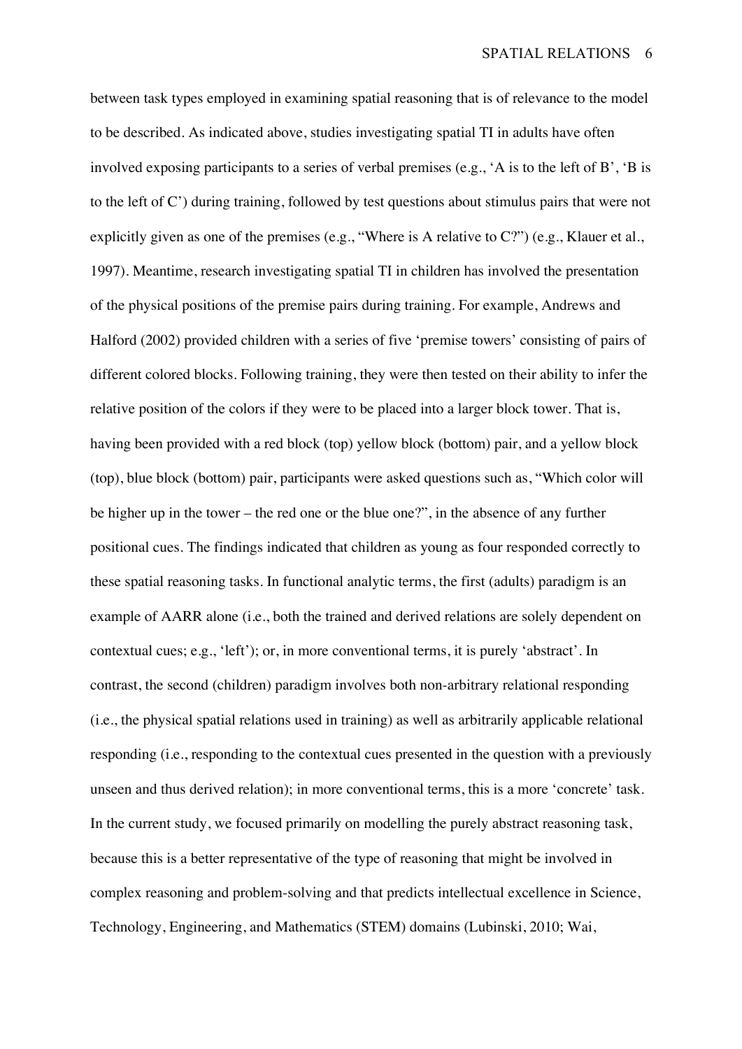between task types employed in examining spatial reasoning that is of relevance to the model to be described. As indicated above, studies investigating spatial TI in adults have often involved exposing participants to a series of verbal premises (e.g., 'A is to the left of B', 'B is to the left of C') during training, followed by test questions about stimulus pairs that were not explicitly given as one of the premises (e.g., "Where is A relative to C?") (e.g., Klauer et al., 1997). Meantime, research investigating spatial TI in children has involved the presentation of the physical positions of the premise pairs during training. For example, Andrews and Halford (2002) provided children with a series of five 'premise towers' consisting of pairs of different colored blocks. Following training, they were then tested on their ability to infer the relative position of the colors if they were to be placed into a larger block tower. That is, having been provided with a red block (top) yellow block (bottom) pair, and a yellow block (top), blue block (bottom) pair, participants were asked questions such as, "Which color will be higher up in the tower – the red one or the blue one?", in the absence of any further positional cues. The findings indicated that children as young as four responded correctly to these spatial reasoning tasks. In functional analytic terms, the first (adults) paradigm is an example of AARR alone (i.e., both the trained and derived relations are solely dependent on contextual cues; e.g., 'left'); or, in more conventional terms, it is purely 'abstract'. In contrast, the second (children) paradigm involves both non-arbitrary relational responding (i.e., the physical spatial relations used in training) as well as arbitrarily applicable relational responding (i.e., responding to the contextual cues presented in the question with a previously unseen and thus derived relation); in more conventional terms, this is a more 'concrete' task. In the current study, we focused primarily on modelling the purely abstract reasoning task, because this is a better representative of the type of reasoning that might be involved in complex reasoning and problem-solving and that predicts intellectual excellence in Science, Technology, Engineering, and Mathematics (STEM) domains (Lubinski, 2010; Wai,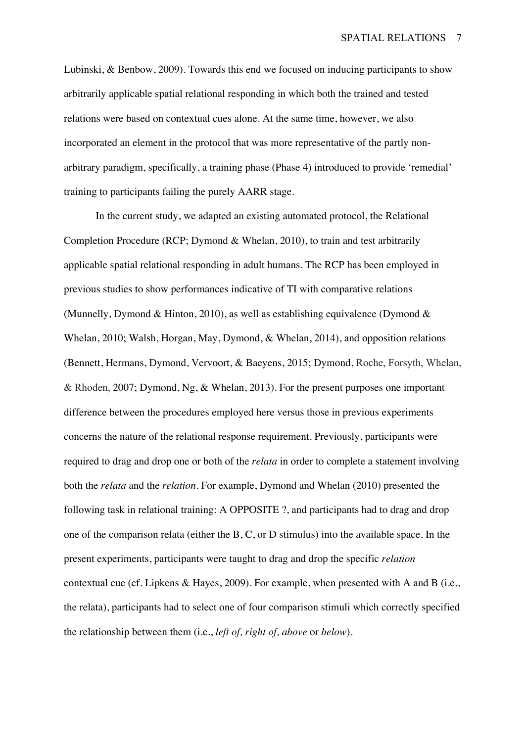Lubinski, & Benbow, 2009). Towards this end we focused on inducing participants to show arbitrarily applicable spatial relational responding in which both the trained and tested relations were based on contextual cues alone. At the same time, however, we also incorporated an element in the protocol that was more representative of the partly non-arbitrary paradigm, specifically, a training phase (Phase 4) introduced to provide 'remedial' training to participants failing the purely AARR stage.

In the current study, we adapted an existing automated protocol, the Relational Completion Procedure (RCP; Dymond & Whelan, 2010), to train and test arbitrarily applicable spatial relational responding in adult humans. The RCP has been employed in previous studies to show performances indicative of TI with comparative relations (Munnelly, Dymond & Hinton, 2010), as well as establishing equivalence (Dymond & Whelan, 2010; Walsh, Horgan, May, Dymond, & Whelan, 2014), and opposition relations (Bennett, Hermans, Dymond, Vervoort, & Baeyens, 2015; Dymond, Roche, Forsyth, Whelan, & Rhoden, 2007; Dymond, Ng, & Whelan, 2013). For the present purposes one important difference between the procedures employed here versus those in previous experiments concerns the nature of the relational response requirement. Previously, participants were required to drag and drop one or both of the *relata* in order to complete a statement involving both the *relata* and the *relation*. For example, Dymond and Whelan (2010) presented the following task in relational training: A OPPOSITE ?, and participants had to drag and drop one of the comparison relata (either the B, C, or D stimulus) into the available space. In the present experiments, participants were taught to drag and drop the specific *relation* contextual cue (cf. Lipkens & Hayes, 2009). For example, when presented with A and B (i.e., the relata), participants had to select one of four comparison stimuli which correctly specified the relationship between them (i.e., *left of, right of, above* or *below*).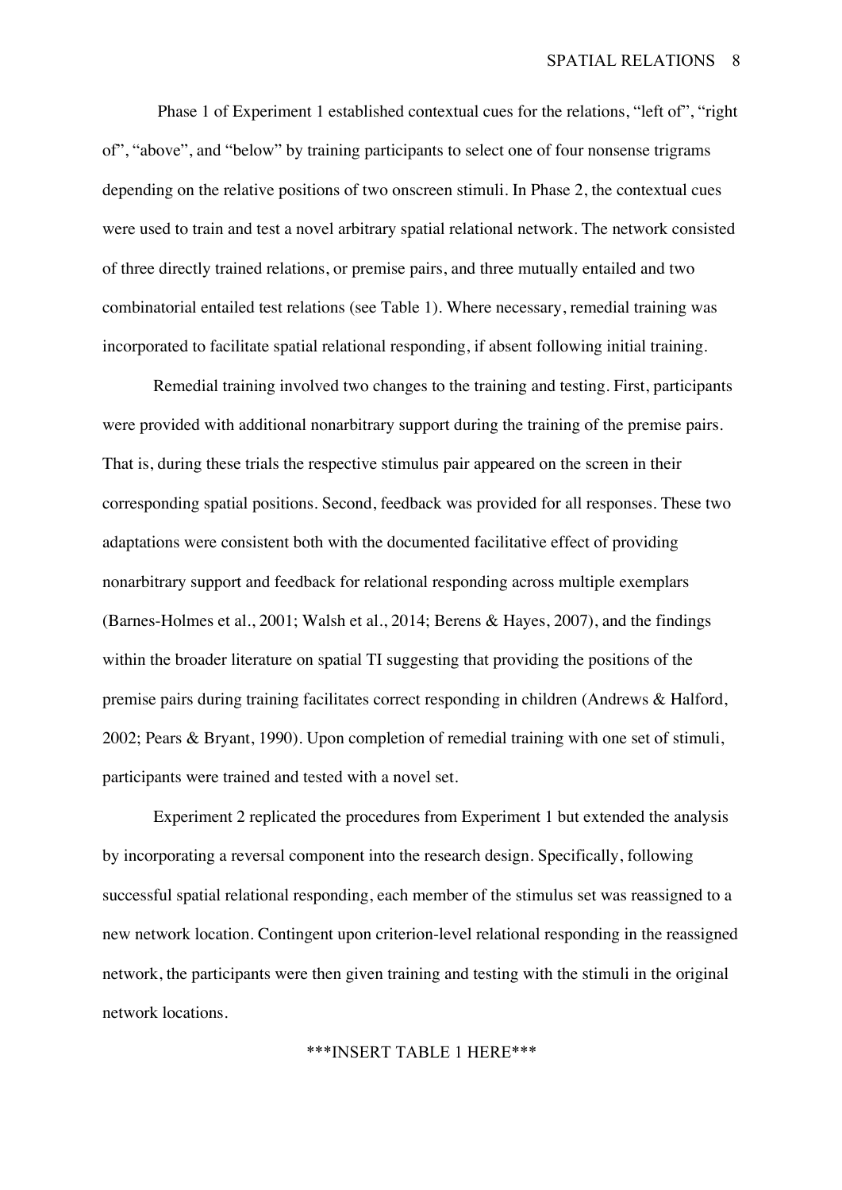Phase 1 of Experiment 1 established contextual cues for the relations, “left of”, “right of”, “above”, and “below” by training participants to select one of four nonsense trigrams depending on the relative positions of two onscreen stimuli. In Phase 2, the contextual cues were used to train and test a novel arbitrary spatial relational network. The network consisted of three directly trained relations, or premise pairs, and three mutually entailed and two combinatorial entailed test relations (see Table 1). Where necessary, remedial training was incorporated to facilitate spatial relational responding, if absent following initial training.

Remedial training involved two changes to the training and testing. First, participants were provided with additional nonarbitrary support during the training of the premise pairs. That is, during these trials the respective stimulus pair appeared on the screen in their corresponding spatial positions. Second, feedback was provided for all responses. These two adaptations were consistent both with the documented facilitative effect of providing nonarbitrary support and feedback for relational responding across multiple exemplars (Barnes-Holmes et al., 2001; Walsh et al., 2014; Berens & Hayes, 2007), and the findings within the broader literature on spatial TI suggesting that providing the positions of the premise pairs during training facilitates correct responding in children (Andrews & Halford, 2002; Pears & Bryant, 1990). Upon completion of remedial training with one set of stimuli, participants were trained and tested with a novel set.

Experiment 2 replicated the procedures from Experiment 1 but extended the analysis by incorporating a reversal component into the research design. Specifically, following successful spatial relational responding, each member of the stimulus set was reassigned to a new network location. Contingent upon criterion-level relational responding in the reassigned network, the participants were then given training and testing with the stimuli in the original network locations.

***INSERT TABLE 1 HERE***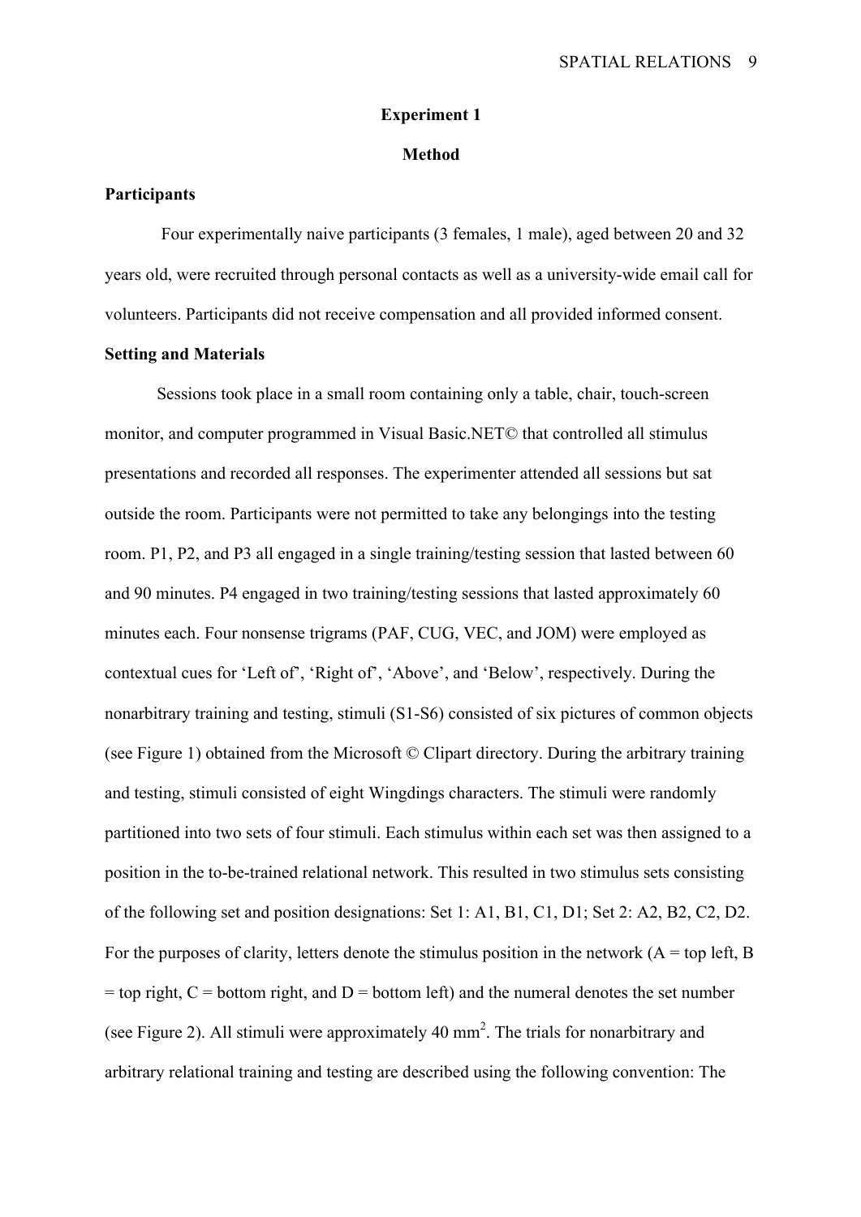## Experiment 1

### Method

**Participants**

Four experimentally naive participants (3 females, 1 male), aged between 20 and 32 years old, were recruited through personal contacts as well as a university-wide email call for volunteers. Participants did not receive compensation and all provided informed consent.

**Setting and Materials**

Sessions took place in a small room containing only a table, chair, touch-screen monitor, and computer programmed in Visual Basic.NET© that controlled all stimulus presentations and recorded all responses. The experimenter attended all sessions but sat outside the room. Participants were not permitted to take any belongings into the testing room. P1, P2, and P3 all engaged in a single training/testing session that lasted between 60 and 90 minutes. P4 engaged in two training/testing sessions that lasted approximately 60 minutes each. Four nonsense trigrams (PAF, CUG, VEC, and JOM) were employed as contextual cues for 'Left of', 'Right of', 'Above', and 'Below', respectively. During the nonarbitrary training and testing, stimuli (S1-S6) consisted of six pictures of common objects (see Figure 1) obtained from the Microsoft © Clipart directory. During the arbitrary training and testing, stimuli consisted of eight Wingdings characters. The stimuli were randomly partitioned into two sets of four stimuli. Each stimulus within each set was then assigned to a position in the to-be-trained relational network. This resulted in two stimulus sets consisting of the following set and position designations: Set 1: A1, B1, C1, D1; Set 2: A2, B2, C2, D2. For the purposes of clarity, letters denote the stimulus position in the network (A = top left, B = top right, C = bottom right, and D = bottom left) and the numeral denotes the set number (see Figure 2). All stimuli were approximately 40 mm$^2$. The trials for nonarbitrary and arbitrary relational training and testing are described using the following convention: The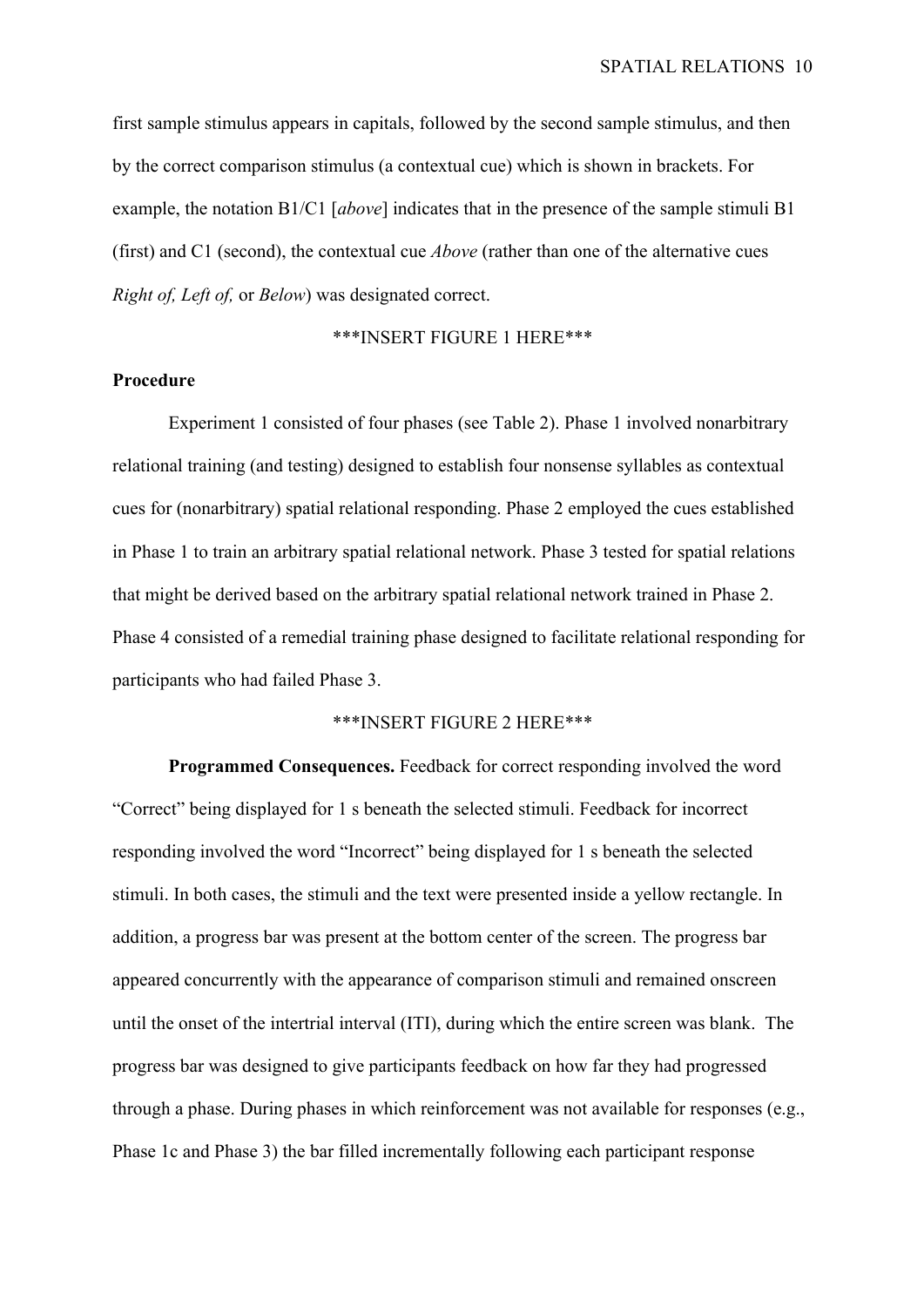first sample stimulus appears in capitals, followed by the second sample stimulus, and then by the correct comparison stimulus (a contextual cue) which is shown in brackets. For example, the notation B1/C1 [*above*] indicates that in the presence of the sample stimuli B1 (first) and C1 (second), the contextual cue *Above* (rather than one of the alternative cues *Right of, Left of,* or *Below*) was designated correct.

\*\*\*INSERT FIGURE 1 HERE\*\*\*

**Procedure**

Experiment 1 consisted of four phases (see Table 2). Phase 1 involved nonarbitrary relational training (and testing) designed to establish four nonsense syllables as contextual cues for (nonarbitrary) spatial relational responding. Phase 2 employed the cues established in Phase 1 to train an arbitrary spatial relational network. Phase 3 tested for spatial relations that might be derived based on the arbitrary spatial relational network trained in Phase 2. Phase 4 consisted of a remedial training phase designed to facilitate relational responding for participants who had failed Phase 3.

\*\*\*INSERT FIGURE 2 HERE\*\*\*

**Programmed Consequences.** Feedback for correct responding involved the word "Correct" being displayed for 1 s beneath the selected stimuli. Feedback for incorrect responding involved the word "Incorrect" being displayed for 1 s beneath the selected stimuli. In both cases, the stimuli and the text were presented inside a yellow rectangle. In addition, a progress bar was present at the bottom center of the screen. The progress bar appeared concurrently with the appearance of comparison stimuli and remained onscreen until the onset of the intertrial interval (ITI), during which the entire screen was blank. The progress bar was designed to give participants feedback on how far they had progressed through a phase. During phases in which reinforcement was not available for responses (e.g., Phase 1c and Phase 3) the bar filled incrementally following each participant response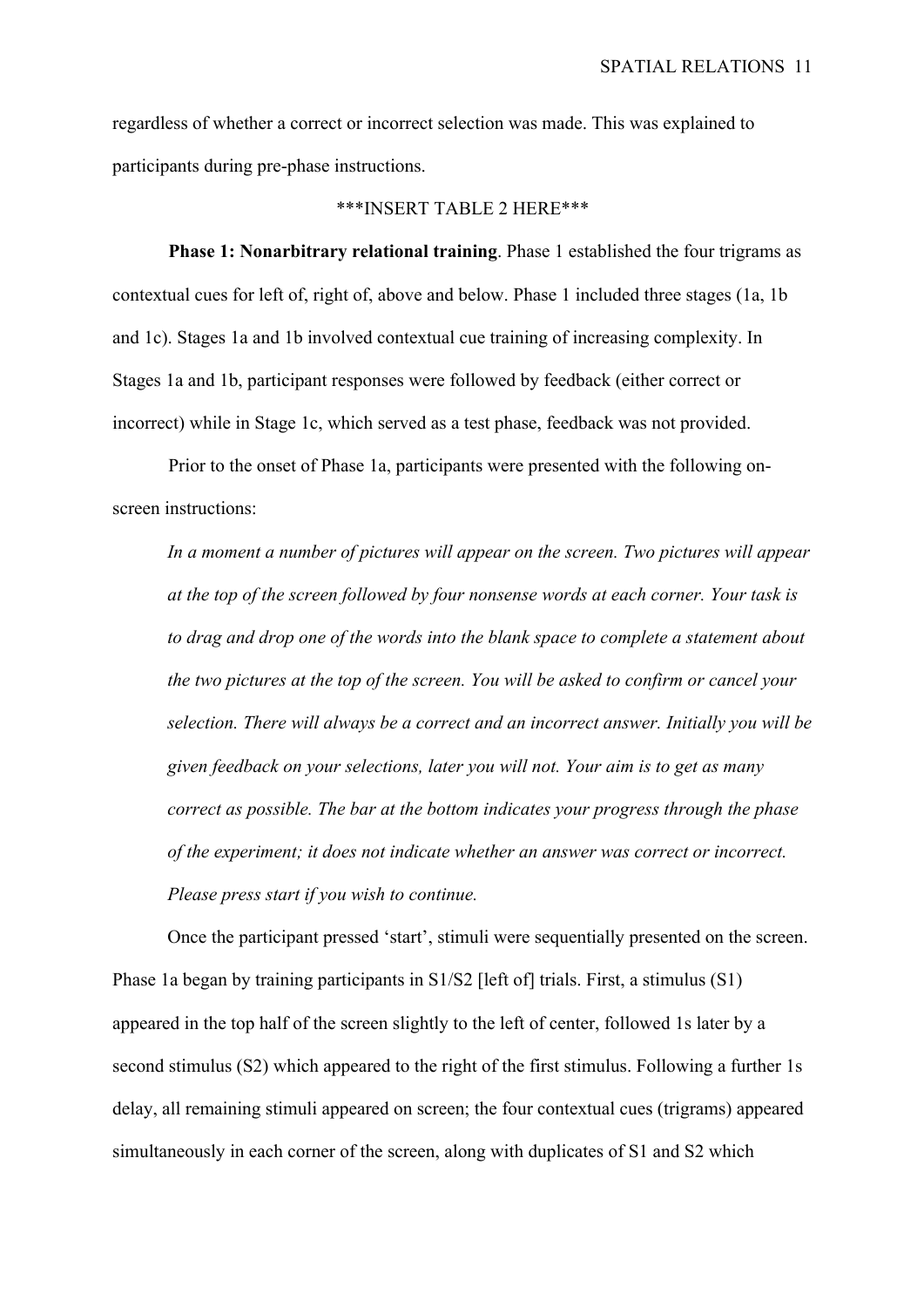regardless of whether a correct or incorrect selection was made. This was explained to participants during pre-phase instructions.

***INSERT TABLE 2 HERE***

**Phase 1: Nonarbitrary relational training**. Phase 1 established the four trigrams as contextual cues for left of, right of, above and below. Phase 1 included three stages (1a, 1b and 1c). Stages 1a and 1b involved contextual cue training of increasing complexity. In Stages 1a and 1b, participant responses were followed by feedback (either correct or incorrect) while in Stage 1c, which served as a test phase, feedback was not provided.

Prior to the onset of Phase 1a, participants were presented with the following on-screen instructions:

> *In a moment a number of pictures will appear on the screen. Two pictures will appear at the top of the screen followed by four nonsense words at each corner. Your task is to drag and drop one of the words into the blank space to complete a statement about the two pictures at the top of the screen. You will be asked to confirm or cancel your selection. There will always be a correct and an incorrect answer. Initially you will be given feedback on your selections, later you will not. Your aim is to get as many correct as possible. The bar at the bottom indicates your progress through the phase of the experiment; it does not indicate whether an answer was correct or incorrect. Please press start if you wish to continue.*

Once the participant pressed 'start', stimuli were sequentially presented on the screen. Phase 1a began by training participants in S1/S2 [left of] trials. First, a stimulus (S1) appeared in the top half of the screen slightly to the left of center, followed 1s later by a second stimulus (S2) which appeared to the right of the first stimulus. Following a further 1s delay, all remaining stimuli appeared on screen; the four contextual cues (trigrams) appeared simultaneously in each corner of the screen, along with duplicates of S1 and S2 which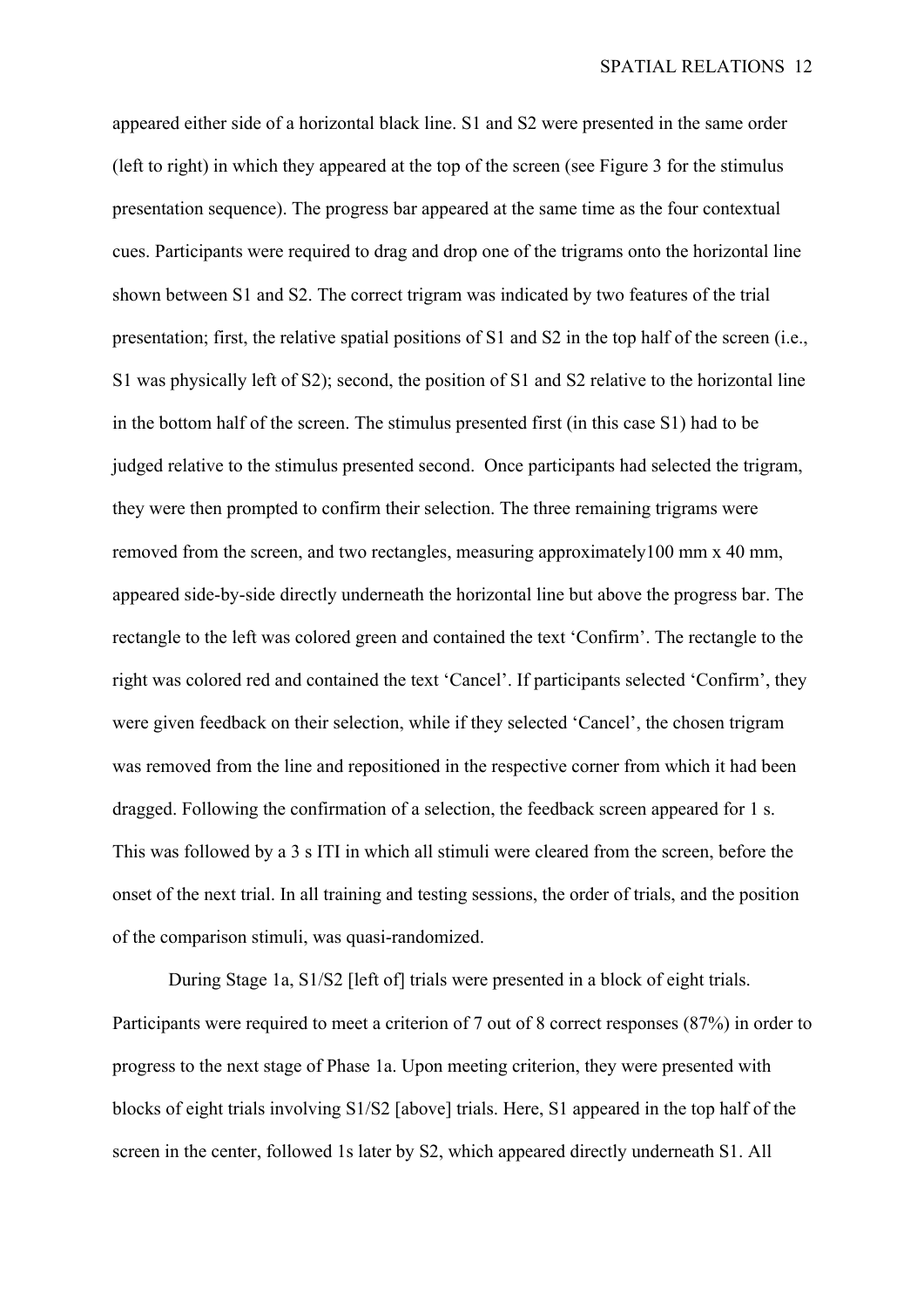appeared either side of a horizontal black line. S1 and S2 were presented in the same order (left to right) in which they appeared at the top of the screen (see Figure 3 for the stimulus presentation sequence). The progress bar appeared at the same time as the four contextual cues. Participants were required to drag and drop one of the trigrams onto the horizontal line shown between S1 and S2. The correct trigram was indicated by two features of the trial presentation; first, the relative spatial positions of S1 and S2 in the top half of the screen (i.e., S1 was physically left of S2); second, the position of S1 and S2 relative to the horizontal line in the bottom half of the screen. The stimulus presented first (in this case S1) had to be judged relative to the stimulus presented second.  Once participants had selected the trigram, they were then prompted to confirm their selection. The three remaining trigrams were removed from the screen, and two rectangles, measuring approximately100 mm x 40 mm, appeared side-by-side directly underneath the horizontal line but above the progress bar. The rectangle to the left was colored green and contained the text 'Confirm'. The rectangle to the right was colored red and contained the text 'Cancel'. If participants selected 'Confirm', they were given feedback on their selection, while if they selected 'Cancel', the chosen trigram was removed from the line and repositioned in the respective corner from which it had been dragged. Following the confirmation of a selection, the feedback screen appeared for 1 s. This was followed by a 3 s ITI in which all stimuli were cleared from the screen, before the onset of the next trial. In all training and testing sessions, the order of trials, and the position of the comparison stimuli, was quasi-randomized.

During Stage 1a, S1/S2 [left of] trials were presented in a block of eight trials. Participants were required to meet a criterion of 7 out of 8 correct responses (87%) in order to progress to the next stage of Phase 1a. Upon meeting criterion, they were presented with blocks of eight trials involving S1/S2 [above] trials. Here, S1 appeared in the top half of the screen in the center, followed 1s later by S2, which appeared directly underneath S1. All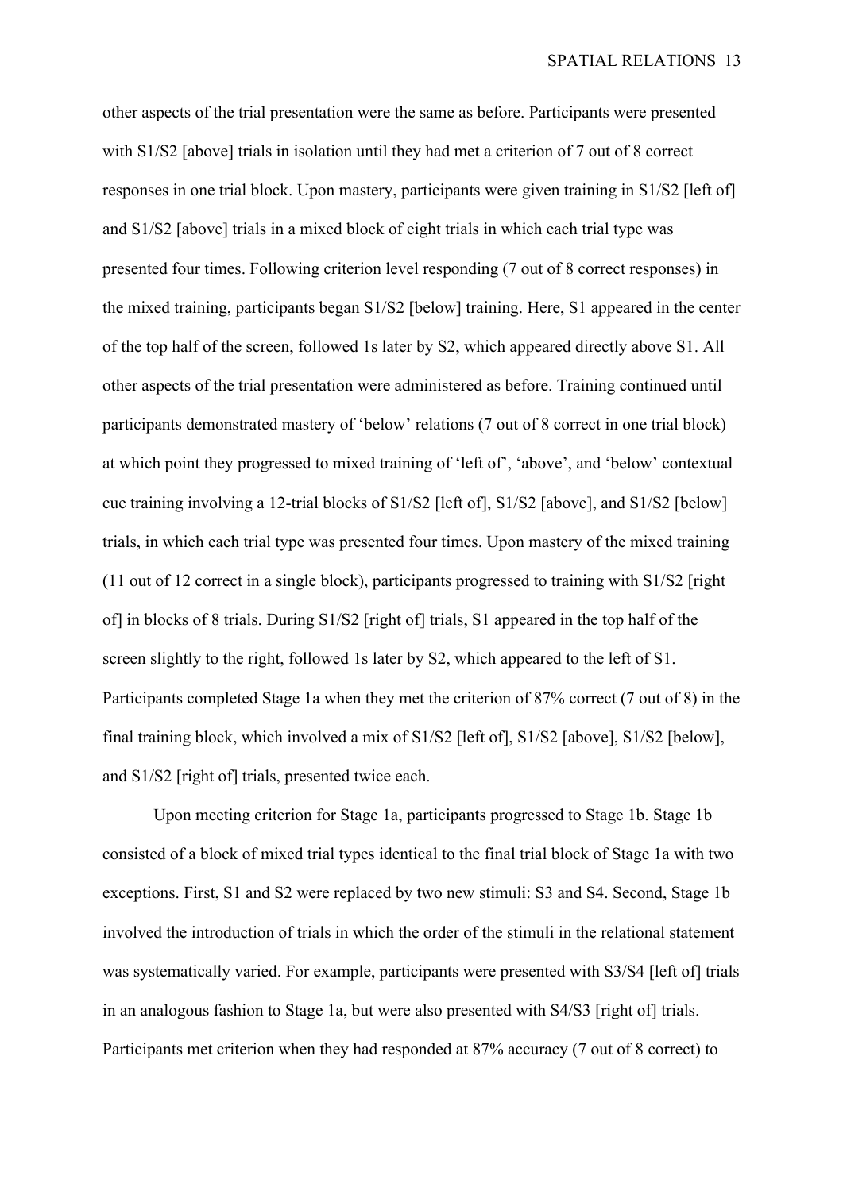other aspects of the trial presentation were the same as before. Participants were presented with S1/S2 [above] trials in isolation until they had met a criterion of 7 out of 8 correct responses in one trial block. Upon mastery, participants were given training in S1/S2 [left of] and S1/S2 [above] trials in a mixed block of eight trials in which each trial type was presented four times. Following criterion level responding (7 out of 8 correct responses) in the mixed training, participants began S1/S2 [below] training. Here, S1 appeared in the center of the top half of the screen, followed 1s later by S2, which appeared directly above S1. All other aspects of the trial presentation were administered as before. Training continued until participants demonstrated mastery of 'below' relations (7 out of 8 correct in one trial block) at which point they progressed to mixed training of 'left of', 'above', and 'below' contextual cue training involving a 12-trial blocks of S1/S2 [left of], S1/S2 [above], and S1/S2 [below] trials, in which each trial type was presented four times. Upon mastery of the mixed training (11 out of 12 correct in a single block), participants progressed to training with S1/S2 [right of] in blocks of 8 trials. During S1/S2 [right of] trials, S1 appeared in the top half of the screen slightly to the right, followed 1s later by S2, which appeared to the left of S1. Participants completed Stage 1a when they met the criterion of 87% correct (7 out of 8) in the final training block, which involved a mix of S1/S2 [left of], S1/S2 [above], S1/S2 [below], and S1/S2 [right of] trials, presented twice each.

Upon meeting criterion for Stage 1a, participants progressed to Stage 1b. Stage 1b consisted of a block of mixed trial types identical to the final trial block of Stage 1a with two exceptions. First, S1 and S2 were replaced by two new stimuli: S3 and S4. Second, Stage 1b involved the introduction of trials in which the order of the stimuli in the relational statement was systematically varied. For example, participants were presented with S3/S4 [left of] trials in an analogous fashion to Stage 1a, but were also presented with S4/S3 [right of] trials. Participants met criterion when they had responded at 87% accuracy (7 out of 8 correct) to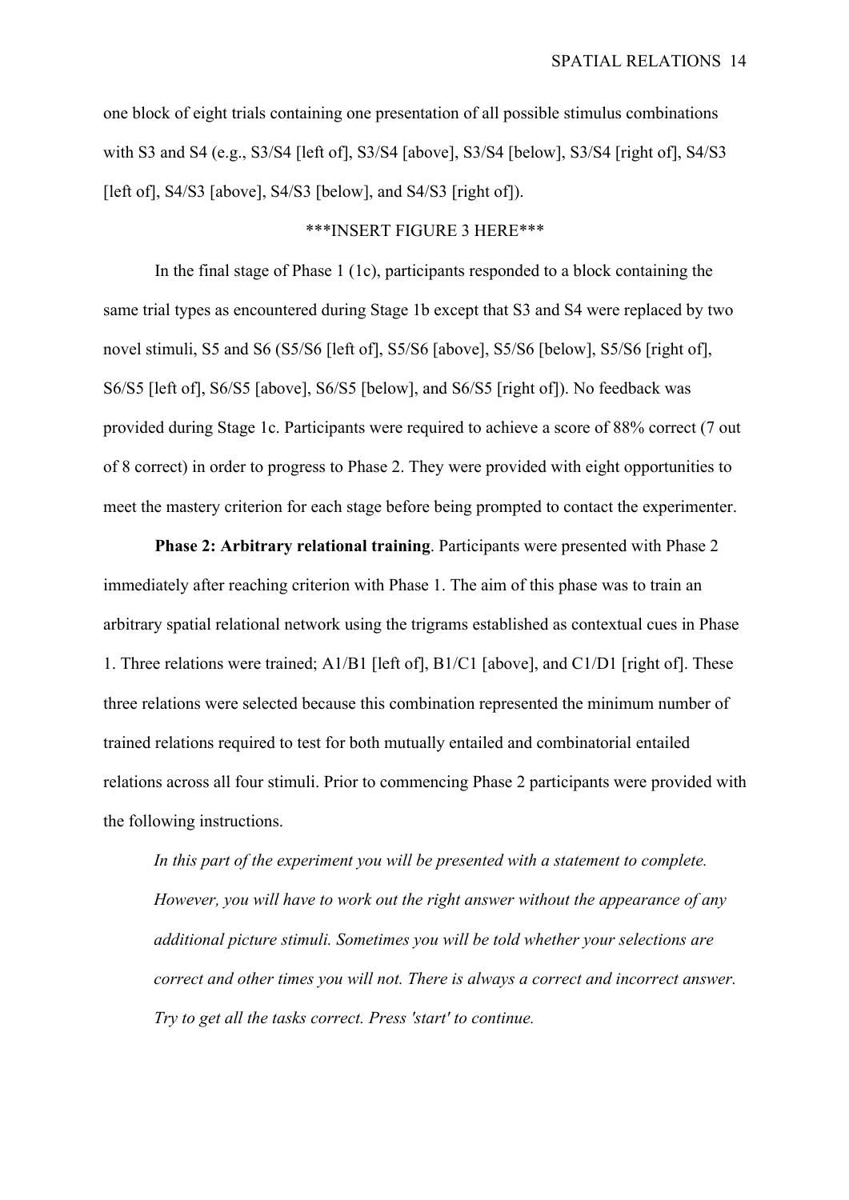one block of eight trials containing one presentation of all possible stimulus combinations with S3 and S4 (e.g., S3/S4 [left of], S3/S4 [above], S3/S4 [below], S3/S4 [right of], S4/S3 [left of], S4/S3 [above], S4/S3 [below], and S4/S3 [right of]).

***INSERT FIGURE 3 HERE***

In the final stage of Phase 1 (1c), participants responded to a block containing the same trial types as encountered during Stage 1b except that S3 and S4 were replaced by two novel stimuli, S5 and S6 (S5/S6 [left of], S5/S6 [above], S5/S6 [below], S5/S6 [right of], S6/S5 [left of], S6/S5 [above], S6/S5 [below], and S6/S5 [right of]). No feedback was provided during Stage 1c. Participants were required to achieve a score of 88% correct (7 out of 8 correct) in order to progress to Phase 2. They were provided with eight opportunities to meet the mastery criterion for each stage before being prompted to contact the experimenter.

**Phase 2: Arbitrary relational training**. Participants were presented with Phase 2 immediately after reaching criterion with Phase 1. The aim of this phase was to train an arbitrary spatial relational network using the trigrams established as contextual cues in Phase 1. Three relations were trained; A1/B1 [left of], B1/C1 [above], and C1/D1 [right of]. These three relations were selected because this combination represented the minimum number of trained relations required to test for both mutually entailed and combinatorial entailed relations across all four stimuli. Prior to commencing Phase 2 participants were provided with the following instructions.

> *In this part of the experiment you will be presented with a statement to complete. However, you will have to work out the right answer without the appearance of any additional picture stimuli. Sometimes you will be told whether your selections are correct and other times you will not. There is always a correct and incorrect answer. Try to get all the tasks correct. Press 'start' to continue.*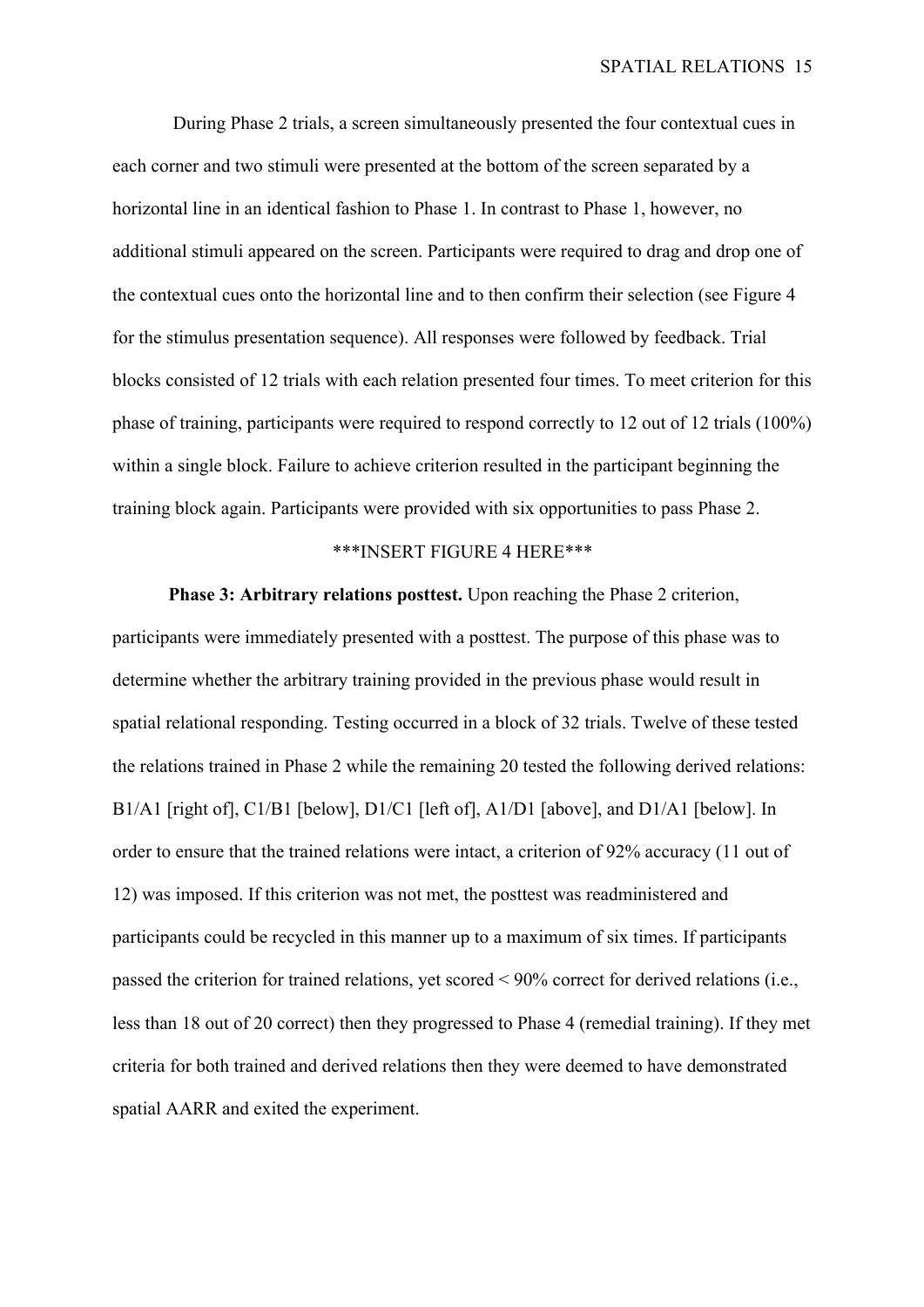During Phase 2 trials, a screen simultaneously presented the four contextual cues in each corner and two stimuli were presented at the bottom of the screen separated by a horizontal line in an identical fashion to Phase 1. In contrast to Phase 1, however, no additional stimuli appeared on the screen. Participants were required to drag and drop one of the contextual cues onto the horizontal line and to then confirm their selection (see Figure 4 for the stimulus presentation sequence). All responses were followed by feedback. Trial blocks consisted of 12 trials with each relation presented four times. To meet criterion for this phase of training, participants were required to respond correctly to 12 out of 12 trials (100%) within a single block. Failure to achieve criterion resulted in the participant beginning the training block again. Participants were provided with six opportunities to pass Phase 2.

***INSERT FIGURE 4 HERE***

**Phase 3: Arbitrary relations posttest.** Upon reaching the Phase 2 criterion, participants were immediately presented with a posttest. The purpose of this phase was to determine whether the arbitrary training provided in the previous phase would result in spatial relational responding. Testing occurred in a block of 32 trials. Twelve of these tested the relations trained in Phase 2 while the remaining 20 tested the following derived relations: B1/A1 [right of], C1/B1 [below], D1/C1 [left of], A1/D1 [above], and D1/A1 [below]. In order to ensure that the trained relations were intact, a criterion of 92% accuracy (11 out of 12) was imposed. If this criterion was not met, the posttest was readministered and participants could be recycled in this manner up to a maximum of six times. If participants passed the criterion for trained relations, yet scored < 90% correct for derived relations (i.e., less than 18 out of 20 correct) then they progressed to Phase 4 (remedial training). If they met criteria for both trained and derived relations then they were deemed to have demonstrated spatial AARR and exited the experiment.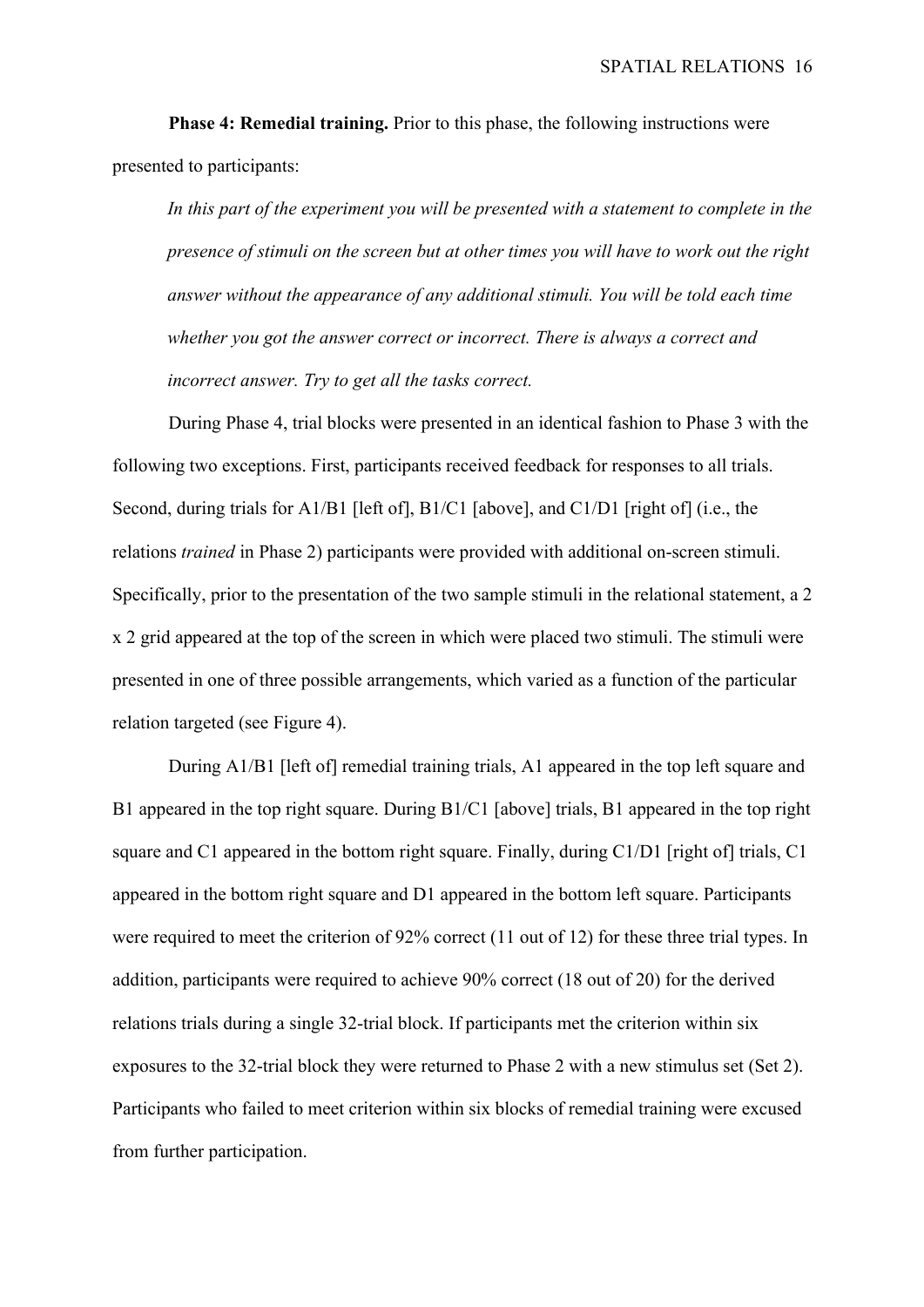**Phase 4: Remedial training.** Prior to this phase, the following instructions were presented to participants:

> *In this part of the experiment you will be presented with a statement to complete in the presence of stimuli on the screen but at other times you will have to work out the right answer without the appearance of any additional stimuli. You will be told each time whether you got the answer correct or incorrect. There is always a correct and incorrect answer. Try to get all the tasks correct.*

During Phase 4, trial blocks were presented in an identical fashion to Phase 3 with the following two exceptions. First, participants received feedback for responses to all trials. Second, during trials for A1/B1 [left of], B1/C1 [above], and C1/D1 [right of] (i.e., the relations *trained* in Phase 2) participants were provided with additional on-screen stimuli. Specifically, prior to the presentation of the two sample stimuli in the relational statement, a 2 x 2 grid appeared at the top of the screen in which were placed two stimuli. The stimuli were presented in one of three possible arrangements, which varied as a function of the particular relation targeted (see Figure 4).

During A1/B1 [left of] remedial training trials, A1 appeared in the top left square and B1 appeared in the top right square. During B1/C1 [above] trials, B1 appeared in the top right square and C1 appeared in the bottom right square. Finally, during C1/D1 [right of] trials, C1 appeared in the bottom right square and D1 appeared in the bottom left square. Participants were required to meet the criterion of 92% correct (11 out of 12) for these three trial types. In addition, participants were required to achieve 90% correct (18 out of 20) for the derived relations trials during a single 32-trial block. If participants met the criterion within six exposures to the 32-trial block they were returned to Phase 2 with a new stimulus set (Set 2). Participants who failed to meet criterion within six blocks of remedial training were excused from further participation.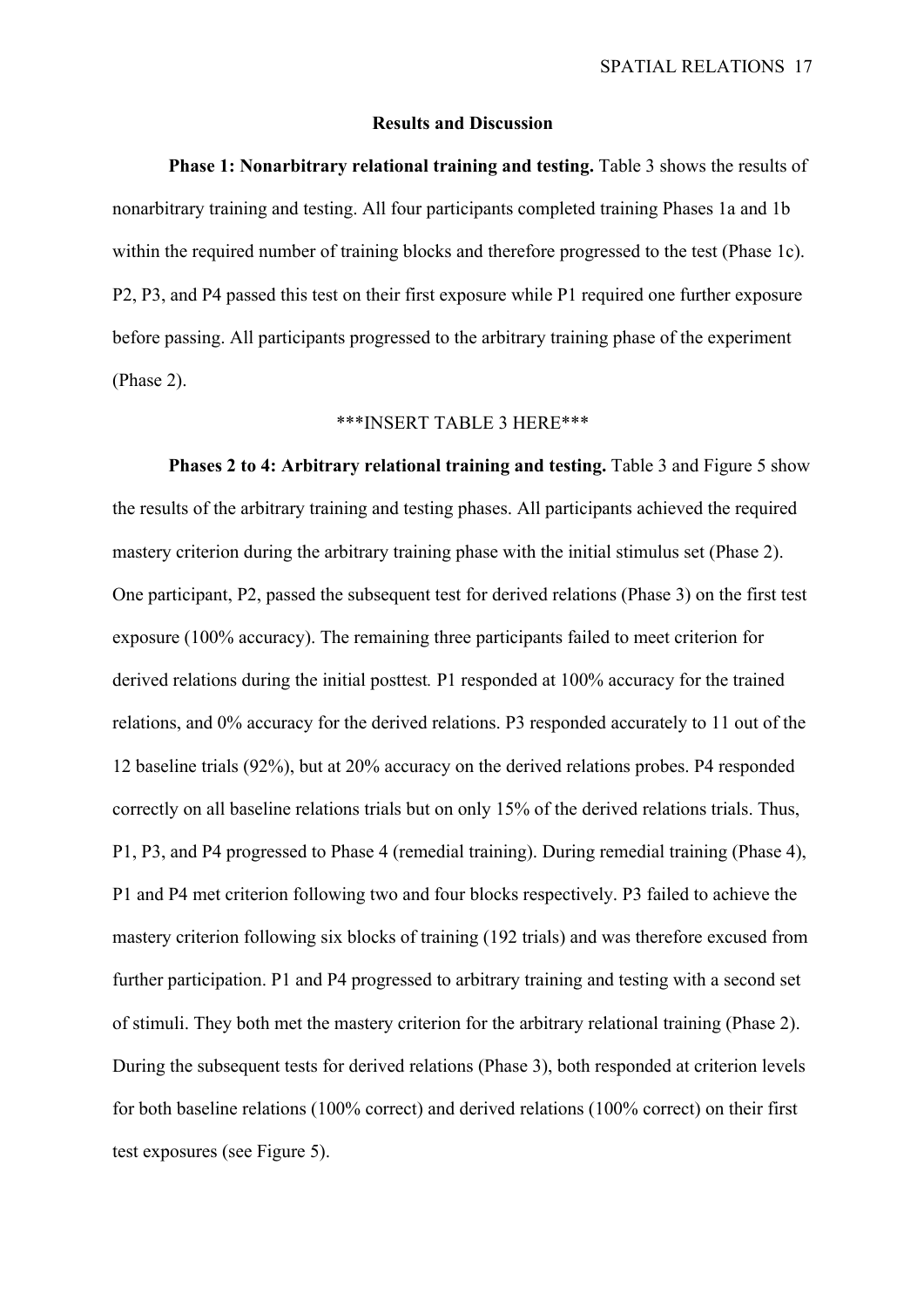## Results and Discussion

**Phase 1: Nonarbitrary relational training and testing.** Table 3 shows the results of nonarbitrary training and testing. All four participants completed training Phases 1a and 1b within the required number of training blocks and therefore progressed to the test (Phase 1c). P2, P3, and P4 passed this test on their first exposure while P1 required one further exposure before passing. All participants progressed to the arbitrary training phase of the experiment (Phase 2).

***INSERT TABLE 3 HERE***

**Phases 2 to 4: Arbitrary relational training and testing.** Table 3 and Figure 5 show the results of the arbitrary training and testing phases. All participants achieved the required mastery criterion during the arbitrary training phase with the initial stimulus set (Phase 2). One participant, P2, passed the subsequent test for derived relations (Phase 3) on the first test exposure (100% accuracy). The remaining three participants failed to meet criterion for derived relations during the initial posttest. P1 responded at 100% accuracy for the trained relations, and 0% accuracy for the derived relations. P3 responded accurately to 11 out of the 12 baseline trials (92%), but at 20% accuracy on the derived relations probes. P4 responded correctly on all baseline relations trials but on only 15% of the derived relations trials. Thus, P1, P3, and P4 progressed to Phase 4 (remedial training). During remedial training (Phase 4), P1 and P4 met criterion following two and four blocks respectively. P3 failed to achieve the mastery criterion following six blocks of training (192 trials) and was therefore excused from further participation. P1 and P4 progressed to arbitrary training and testing with a second set of stimuli. They both met the mastery criterion for the arbitrary relational training (Phase 2). During the subsequent tests for derived relations (Phase 3), both responded at criterion levels for both baseline relations (100% correct) and derived relations (100% correct) on their first test exposures (see Figure 5).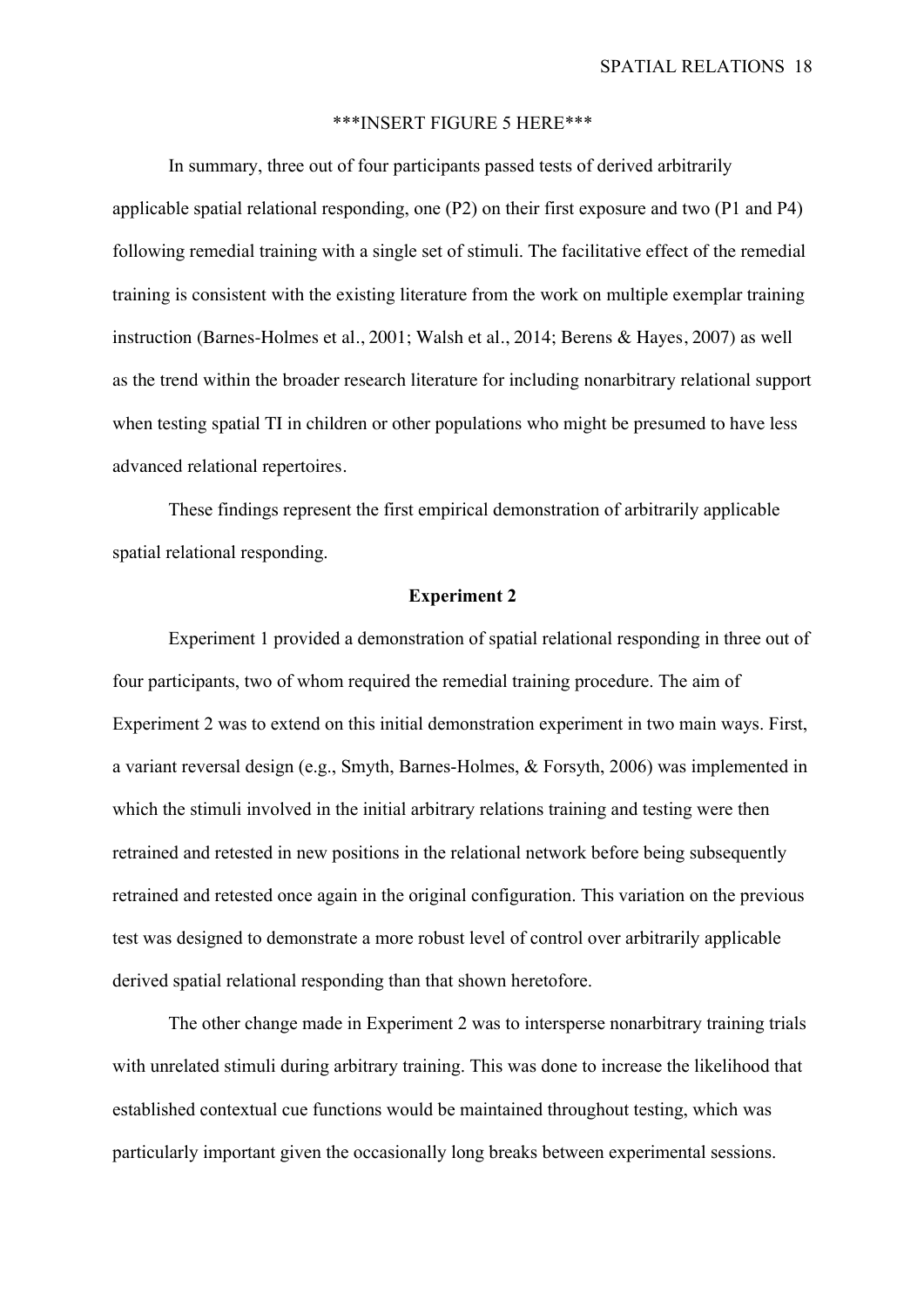***INSERT FIGURE 5 HERE***

In summary, three out of four participants passed tests of derived arbitrarily applicable spatial relational responding, one (P2) on their first exposure and two (P1 and P4) following remedial training with a single set of stimuli. The facilitative effect of the remedial training is consistent with the existing literature from the work on multiple exemplar training instruction (Barnes-Holmes et al., 2001; Walsh et al., 2014; Berens & Hayes, 2007) as well as the trend within the broader research literature for including nonarbitrary relational support when testing spatial TI in children or other populations who might be presumed to have less advanced relational repertoires.

These findings represent the first empirical demonstration of arbitrarily applicable spatial relational responding.

## Experiment 2

Experiment 1 provided a demonstration of spatial relational responding in three out of four participants, two of whom required the remedial training procedure. The aim of Experiment 2 was to extend on this initial demonstration experiment in two main ways. First, a variant reversal design (e.g., Smyth, Barnes-Holmes, & Forsyth, 2006) was implemented in which the stimuli involved in the initial arbitrary relations training and testing were then retrained and retested in new positions in the relational network before being subsequently retrained and retested once again in the original configuration. This variation on the previous test was designed to demonstrate a more robust level of control over arbitrarily applicable derived spatial relational responding than that shown heretofore.

The other change made in Experiment 2 was to intersperse nonarbitrary training trials with unrelated stimuli during arbitrary training. This was done to increase the likelihood that established contextual cue functions would be maintained throughout testing, which was particularly important given the occasionally long breaks between experimental sessions.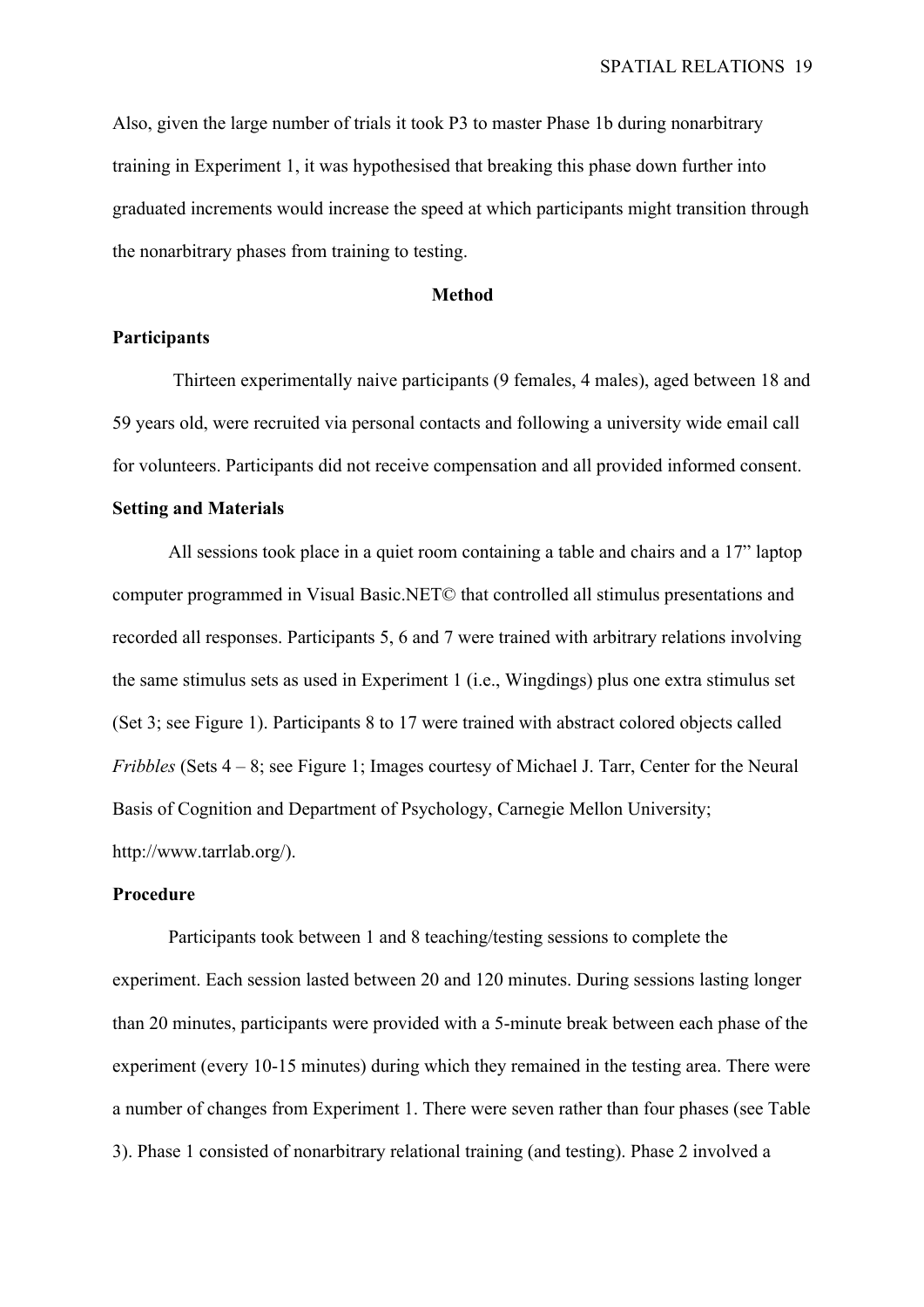Also, given the large number of trials it took P3 to master Phase 1b during nonarbitrary training in Experiment 1, it was hypothesised that breaking this phase down further into graduated increments would increase the speed at which participants might transition through the nonarbitrary phases from training to testing.

## Method

### Participants

Thirteen experimentally naive participants (9 females, 4 males), aged between 18 and 59 years old, were recruited via personal contacts and following a university wide email call for volunteers. Participants did not receive compensation and all provided informed consent.

### Setting and Materials

All sessions took place in a quiet room containing a table and chairs and a 17" laptop computer programmed in Visual Basic.NET© that controlled all stimulus presentations and recorded all responses. Participants 5, 6 and 7 were trained with arbitrary relations involving the same stimulus sets as used in Experiment 1 (i.e., Wingdings) plus one extra stimulus set (Set 3; see Figure 1). Participants 8 to 17 were trained with abstract colored objects called *Fribbles* (Sets 4 – 8; see Figure 1; Images courtesy of Michael J. Tarr, Center for the Neural Basis of Cognition and Department of Psychology, Carnegie Mellon University; http://www.tarrlab.org/).

### Procedure

Participants took between 1 and 8 teaching/testing sessions to complete the experiment. Each session lasted between 20 and 120 minutes. During sessions lasting longer than 20 minutes, participants were provided with a 5-minute break between each phase of the experiment (every 10-15 minutes) during which they remained in the testing area. There were a number of changes from Experiment 1. There were seven rather than four phases (see Table 3). Phase 1 consisted of nonarbitrary relational training (and testing). Phase 2 involved a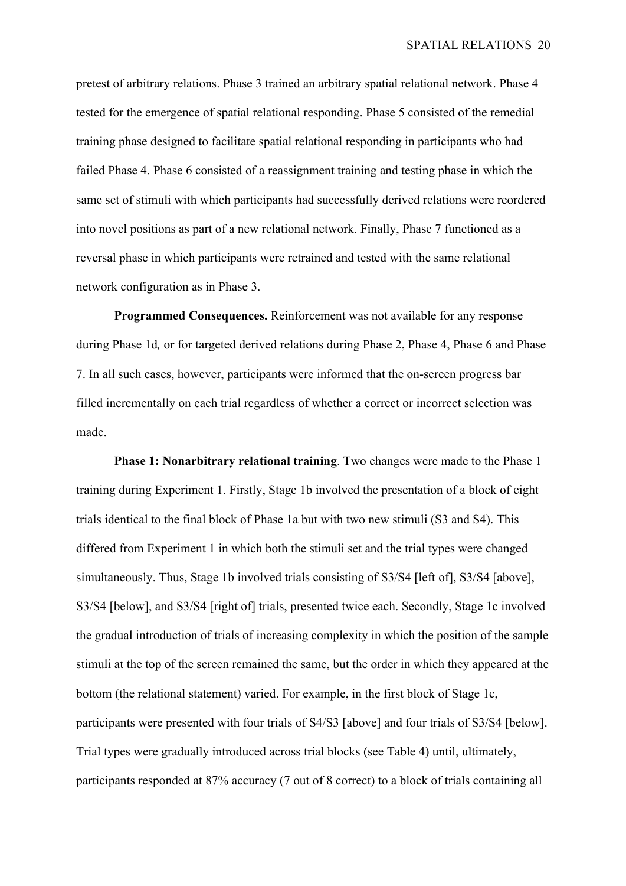pretest of arbitrary relations. Phase 3 trained an arbitrary spatial relational network. Phase 4 tested for the emergence of spatial relational responding. Phase 5 consisted of the remedial training phase designed to facilitate spatial relational responding in participants who had failed Phase 4. Phase 6 consisted of a reassignment training and testing phase in which the same set of stimuli with which participants had successfully derived relations were reordered into novel positions as part of a new relational network. Finally, Phase 7 functioned as a reversal phase in which participants were retrained and tested with the same relational network configuration as in Phase 3.

**Programmed Consequences.** Reinforcement was not available for any response during Phase 1d*,* or for targeted derived relations during Phase 2, Phase 4, Phase 6 and Phase 7. In all such cases, however, participants were informed that the on-screen progress bar filled incrementally on each trial regardless of whether a correct or incorrect selection was made.

**Phase 1: Nonarbitrary relational training**. Two changes were made to the Phase 1 training during Experiment 1. Firstly, Stage 1b involved the presentation of a block of eight trials identical to the final block of Phase 1a but with two new stimuli (S3 and S4). This differed from Experiment 1 in which both the stimuli set and the trial types were changed simultaneously. Thus, Stage 1b involved trials consisting of S3/S4 [left of], S3/S4 [above], S3/S4 [below], and S3/S4 [right of] trials, presented twice each. Secondly, Stage 1c involved the gradual introduction of trials of increasing complexity in which the position of the sample stimuli at the top of the screen remained the same, but the order in which they appeared at the bottom (the relational statement) varied. For example, in the first block of Stage 1c, participants were presented with four trials of S4/S3 [above] and four trials of S3/S4 [below]. Trial types were gradually introduced across trial blocks (see Table 4) until, ultimately, participants responded at 87% accuracy (7 out of 8 correct) to a block of trials containing all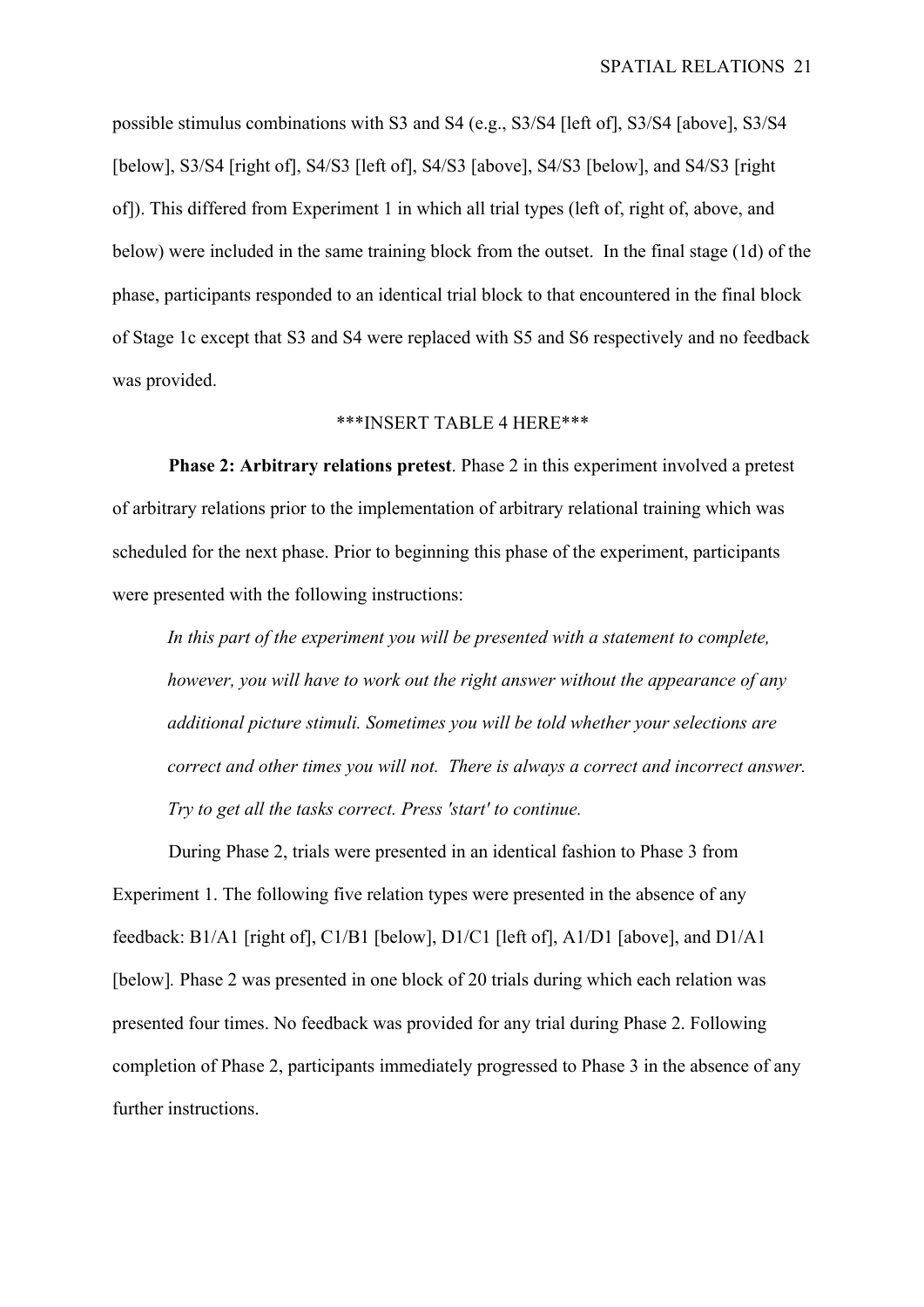possible stimulus combinations with S3 and S4 (e.g., S3/S4 [left of], S3/S4 [above], S3/S4 [below], S3/S4 [right of], S4/S3 [left of], S4/S3 [above], S4/S3 [below], and S4/S3 [right of]). This differed from Experiment 1 in which all trial types (left of, right of, above, and below) were included in the same training block from the outset. In the final stage (1d) of the phase, participants responded to an identical trial block to that encountered in the final block of Stage 1c except that S3 and S4 were replaced with S5 and S6 respectively and no feedback was provided.

***INSERT TABLE 4 HERE***

**Phase 2: Arbitrary relations pretest**. Phase 2 in this experiment involved a pretest of arbitrary relations prior to the implementation of arbitrary relational training which was scheduled for the next phase. Prior to beginning this phase of the experiment, participants were presented with the following instructions:

> *In this part of the experiment you will be presented with a statement to complete, however, you will have to work out the right answer without the appearance of any additional picture stimuli. Sometimes you will be told whether your selections are correct and other times you will not. There is always a correct and incorrect answer. Try to get all the tasks correct. Press 'start' to continue.*

During Phase 2, trials were presented in an identical fashion to Phase 3 from Experiment 1. The following five relation types were presented in the absence of any feedback: B1/A1 [right of], C1/B1 [below], D1/C1 [left of], A1/D1 [above], and D1/A1 [below]. Phase 2 was presented in one block of 20 trials during which each relation was presented four times. No feedback was provided for any trial during Phase 2. Following completion of Phase 2, participants immediately progressed to Phase 3 in the absence of any further instructions.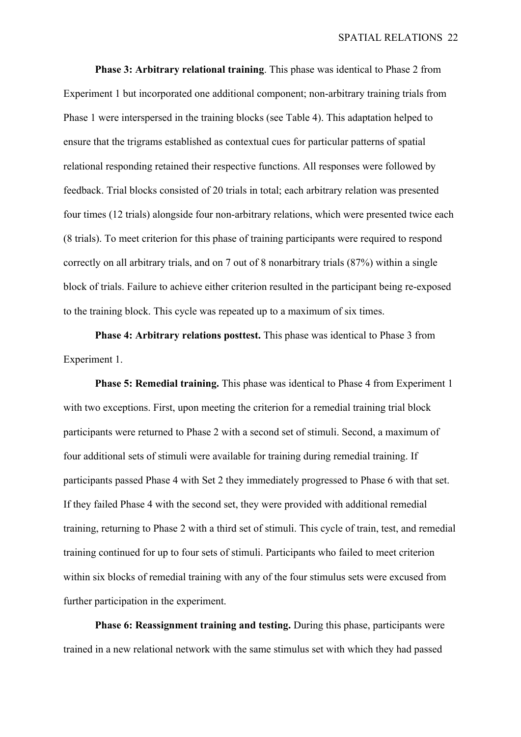**Phase 3: Arbitrary relational training**. This phase was identical to Phase 2 from Experiment 1 but incorporated one additional component; non-arbitrary training trials from Phase 1 were interspersed in the training blocks (see Table 4). This adaptation helped to ensure that the trigrams established as contextual cues for particular patterns of spatial relational responding retained their respective functions. All responses were followed by feedback. Trial blocks consisted of 20 trials in total; each arbitrary relation was presented four times (12 trials) alongside four non-arbitrary relations, which were presented twice each (8 trials). To meet criterion for this phase of training participants were required to respond correctly on all arbitrary trials, and on 7 out of 8 nonarbitrary trials (87%) within a single block of trials. Failure to achieve either criterion resulted in the participant being re-exposed to the training block. This cycle was repeated up to a maximum of six times.

**Phase 4: Arbitrary relations posttest.** This phase was identical to Phase 3 from Experiment 1.

**Phase 5: Remedial training.** This phase was identical to Phase 4 from Experiment 1 with two exceptions. First, upon meeting the criterion for a remedial training trial block participants were returned to Phase 2 with a second set of stimuli. Second, a maximum of four additional sets of stimuli were available for training during remedial training. If participants passed Phase 4 with Set 2 they immediately progressed to Phase 6 with that set. If they failed Phase 4 with the second set, they were provided with additional remedial training, returning to Phase 2 with a third set of stimuli. This cycle of train, test, and remedial training continued for up to four sets of stimuli. Participants who failed to meet criterion within six blocks of remedial training with any of the four stimulus sets were excused from further participation in the experiment.

**Phase 6: Reassignment training and testing.** During this phase, participants were trained in a new relational network with the same stimulus set with which they had passed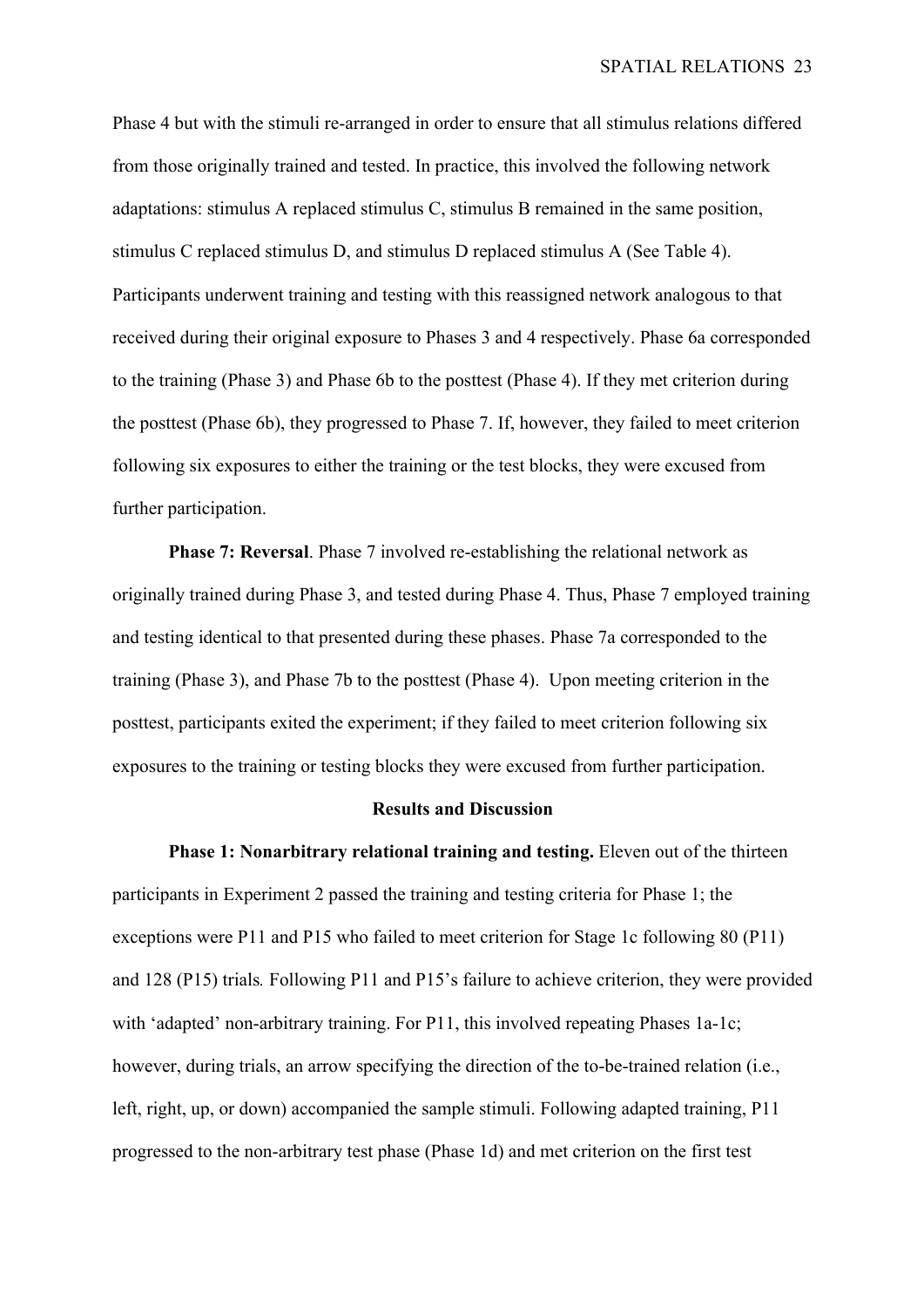Phase 4 but with the stimuli re-arranged in order to ensure that all stimulus relations differed from those originally trained and tested. In practice, this involved the following network adaptations: stimulus A replaced stimulus C, stimulus B remained in the same position, stimulus C replaced stimulus D, and stimulus D replaced stimulus A (See Table 4). Participants underwent training and testing with this reassigned network analogous to that received during their original exposure to Phases 3 and 4 respectively. Phase 6a corresponded to the training (Phase 3) and Phase 6b to the posttest (Phase 4). If they met criterion during the posttest (Phase 6b), they progressed to Phase 7. If, however, they failed to meet criterion following six exposures to either the training or the test blocks, they were excused from further participation.

**Phase 7: Reversal**. Phase 7 involved re-establishing the relational network as originally trained during Phase 3, and tested during Phase 4. Thus, Phase 7 employed training and testing identical to that presented during these phases. Phase 7a corresponded to the training (Phase 3), and Phase 7b to the posttest (Phase 4). Upon meeting criterion in the posttest, participants exited the experiment; if they failed to meet criterion following six exposures to the training or testing blocks they were excused from further participation.

## Results and Discussion

**Phase 1: Nonarbitrary relational training and testing.** Eleven out of the thirteen participants in Experiment 2 passed the training and testing criteria for Phase 1; the exceptions were P11 and P15 who failed to meet criterion for Stage 1c following 80 (P11) and 128 (P15) trials*.* Following P11 and P15's failure to achieve criterion, they were provided with 'adapted' non-arbitrary training. For P11, this involved repeating Phases 1a-1c; however, during trials, an arrow specifying the direction of the to-be-trained relation (i.e., left, right, up, or down) accompanied the sample stimuli. Following adapted training, P11 progressed to the non-arbitrary test phase (Phase 1d) and met criterion on the first test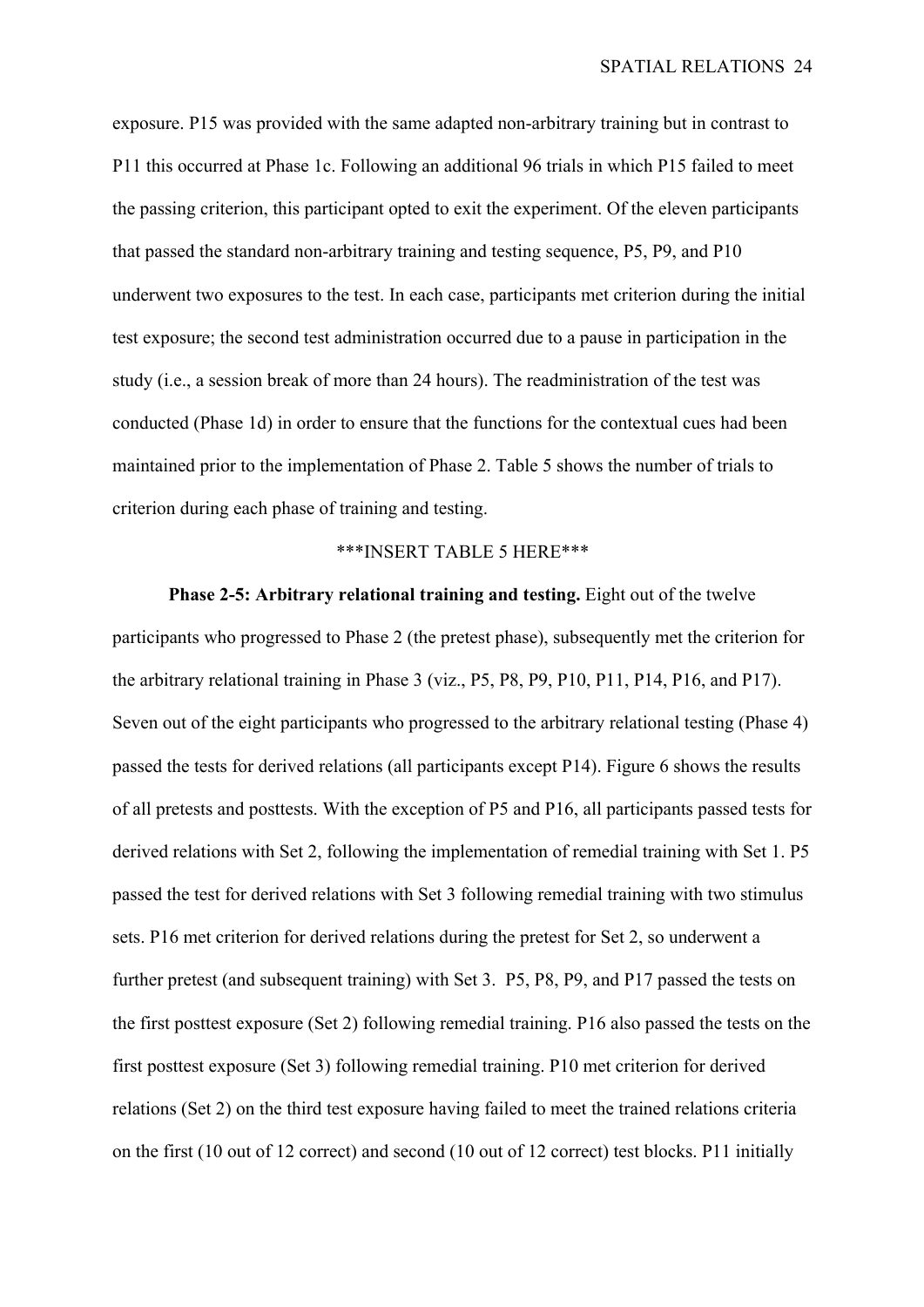exposure. P15 was provided with the same adapted non-arbitrary training but in contrast to P11 this occurred at Phase 1c. Following an additional 96 trials in which P15 failed to meet the passing criterion, this participant opted to exit the experiment. Of the eleven participants that passed the standard non-arbitrary training and testing sequence, P5, P9, and P10 underwent two exposures to the test. In each case, participants met criterion during the initial test exposure; the second test administration occurred due to a pause in participation in the study (i.e., a session break of more than 24 hours). The readministration of the test was conducted (Phase 1d) in order to ensure that the functions for the contextual cues had been maintained prior to the implementation of Phase 2. Table 5 shows the number of trials to criterion during each phase of training and testing.

***INSERT TABLE 5 HERE***

**Phase 2-5: Arbitrary relational training and testing.** Eight out of the twelve participants who progressed to Phase 2 (the pretest phase), subsequently met the criterion for the arbitrary relational training in Phase 3 (viz., P5, P8, P9, P10, P11, P14, P16, and P17). Seven out of the eight participants who progressed to the arbitrary relational testing (Phase 4) passed the tests for derived relations (all participants except P14). Figure 6 shows the results of all pretests and posttests. With the exception of P5 and P16, all participants passed tests for derived relations with Set 2, following the implementation of remedial training with Set 1. P5 passed the test for derived relations with Set 3 following remedial training with two stimulus sets. P16 met criterion for derived relations during the pretest for Set 2, so underwent a further pretest (and subsequent training) with Set 3. P5, P8, P9, and P17 passed the tests on the first posttest exposure (Set 2) following remedial training. P16 also passed the tests on the first posttest exposure (Set 3) following remedial training. P10 met criterion for derived relations (Set 2) on the third test exposure having failed to meet the trained relations criteria on the first (10 out of 12 correct) and second (10 out of 12 correct) test blocks. P11 initially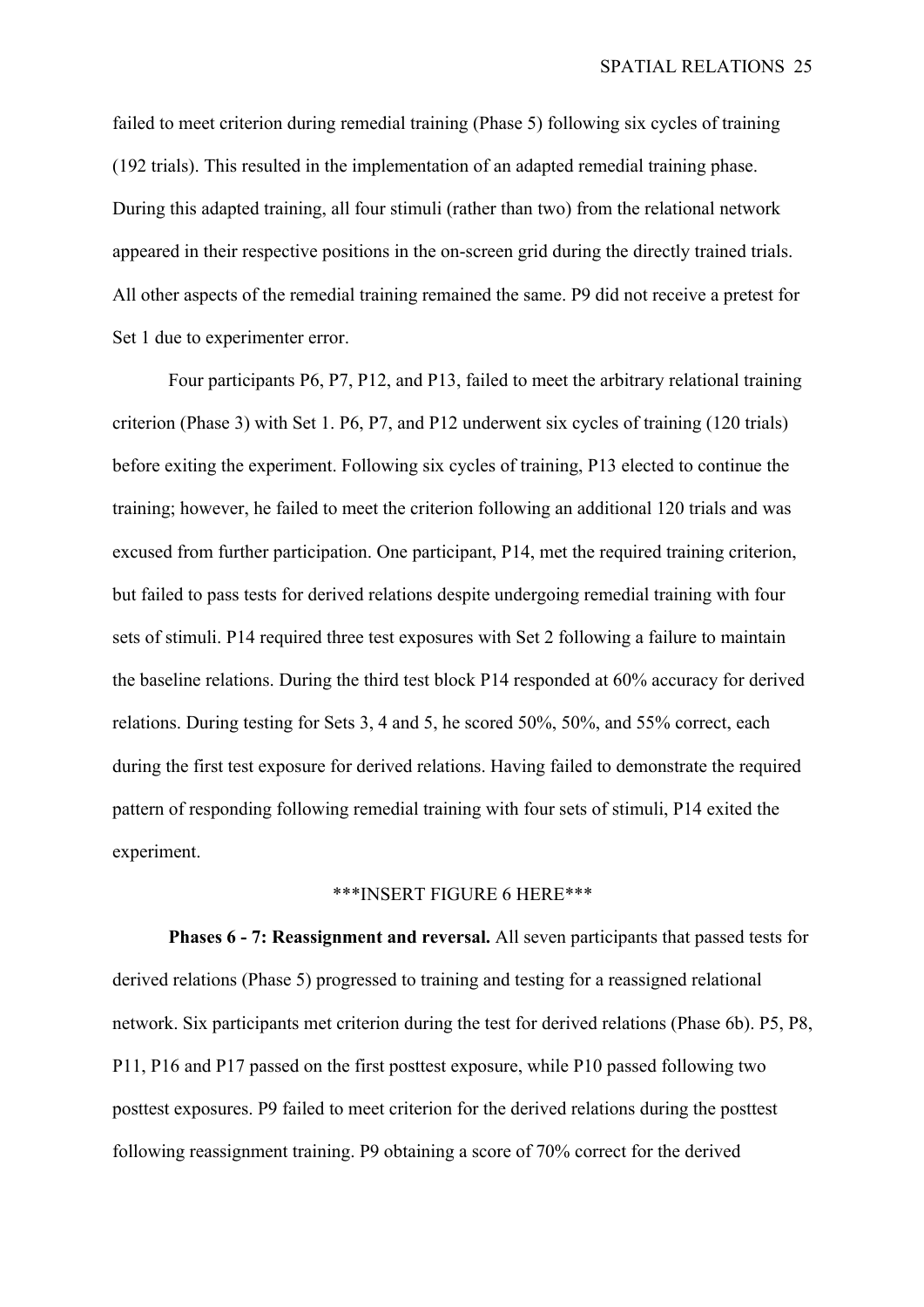failed to meet criterion during remedial training (Phase 5) following six cycles of training (192 trials). This resulted in the implementation of an adapted remedial training phase. During this adapted training, all four stimuli (rather than two) from the relational network appeared in their respective positions in the on-screen grid during the directly trained trials. All other aspects of the remedial training remained the same. P9 did not receive a pretest for Set 1 due to experimenter error.

Four participants P6, P7, P12, and P13, failed to meet the arbitrary relational training criterion (Phase 3) with Set 1. P6, P7, and P12 underwent six cycles of training (120 trials) before exiting the experiment. Following six cycles of training, P13 elected to continue the training; however, he failed to meet the criterion following an additional 120 trials and was excused from further participation. One participant, P14, met the required training criterion, but failed to pass tests for derived relations despite undergoing remedial training with four sets of stimuli. P14 required three test exposures with Set 2 following a failure to maintain the baseline relations. During the third test block P14 responded at 60% accuracy for derived relations. During testing for Sets 3, 4 and 5, he scored 50%, 50%, and 55% correct, each during the first test exposure for derived relations. Having failed to demonstrate the required pattern of responding following remedial training with four sets of stimuli, P14 exited the experiment.

***INSERT FIGURE 6 HERE***

**Phases 6 - 7: Reassignment and reversal.** All seven participants that passed tests for derived relations (Phase 5) progressed to training and testing for a reassigned relational network. Six participants met criterion during the test for derived relations (Phase 6b). P5, P8, P11, P16 and P17 passed on the first posttest exposure, while P10 passed following two posttest exposures. P9 failed to meet criterion for the derived relations during the posttest following reassignment training. P9 obtaining a score of 70% correct for the derived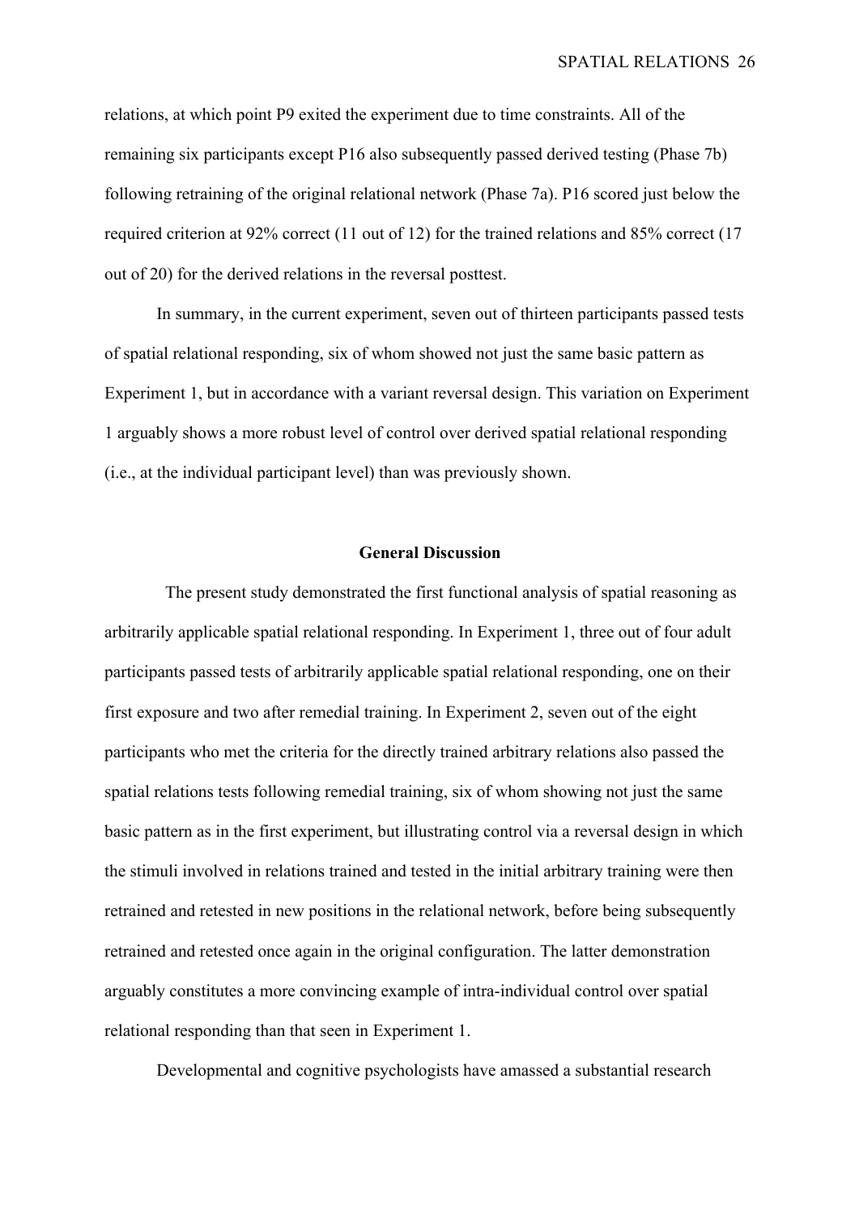relations, at which point P9 exited the experiment due to time constraints. All of the remaining six participants except P16 also subsequently passed derived testing (Phase 7b) following retraining of the original relational network (Phase 7a). P16 scored just below the required criterion at 92% correct (11 out of 12) for the trained relations and 85% correct (17 out of 20) for the derived relations in the reversal posttest.

In summary, in the current experiment, seven out of thirteen participants passed tests of spatial relational responding, six of whom showed not just the same basic pattern as Experiment 1, but in accordance with a variant reversal design. This variation on Experiment 1 arguably shows a more robust level of control over derived spatial relational responding (i.e., at the individual participant level) than was previously shown.

## General Discussion

The present study demonstrated the first functional analysis of spatial reasoning as arbitrarily applicable spatial relational responding. In Experiment 1, three out of four adult participants passed tests of arbitrarily applicable spatial relational responding, one on their first exposure and two after remedial training. In Experiment 2, seven out of the eight participants who met the criteria for the directly trained arbitrary relations also passed the spatial relations tests following remedial training, six of whom showing not just the same basic pattern as in the first experiment, but illustrating control via a reversal design in which the stimuli involved in relations trained and tested in the initial arbitrary training were then retrained and retested in new positions in the relational network, before being subsequently retrained and retested once again in the original configuration. The latter demonstration arguably constitutes a more convincing example of intra-individual control over spatial relational responding than that seen in Experiment 1.

Developmental and cognitive psychologists have amassed a substantial research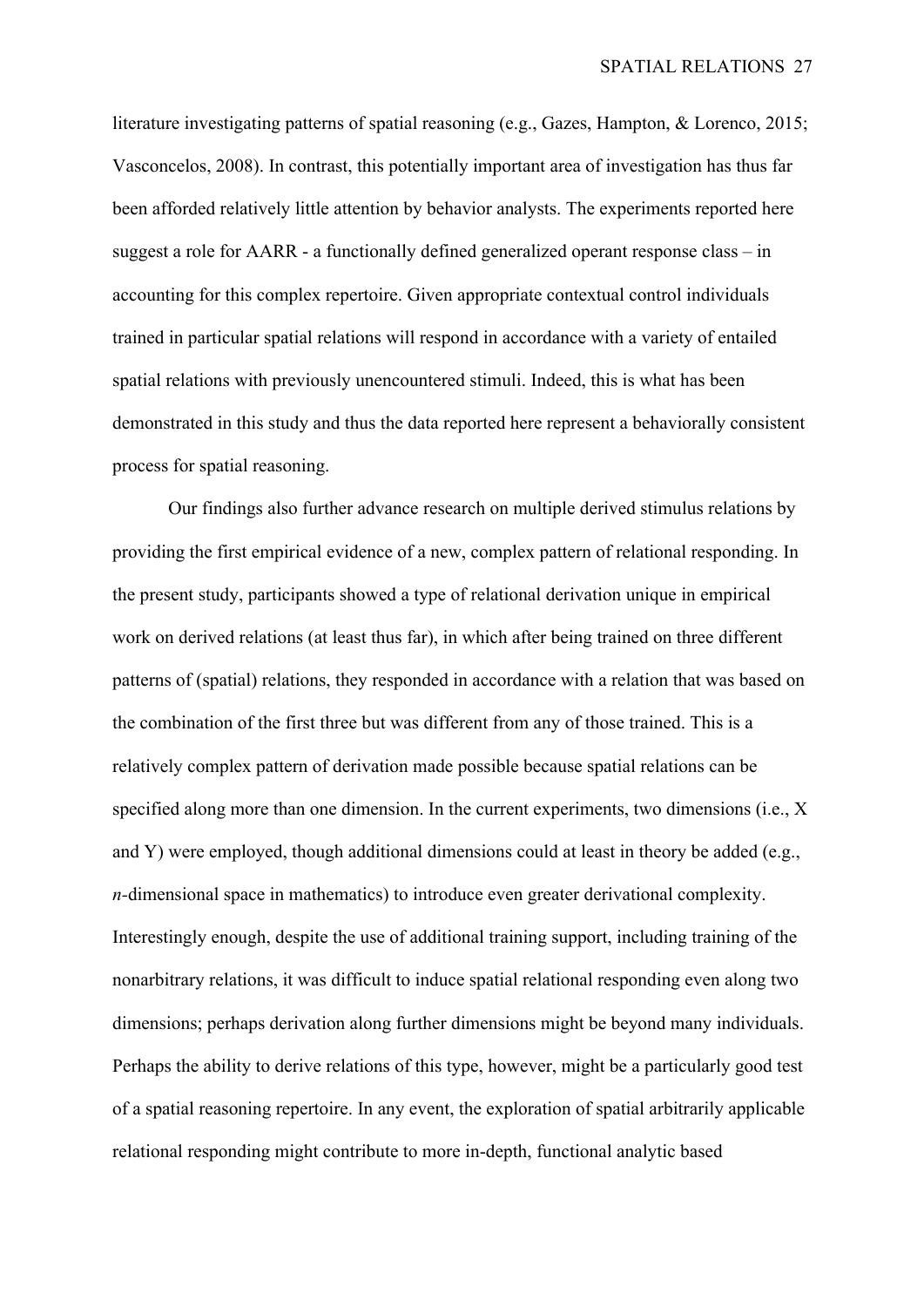literature investigating patterns of spatial reasoning (e.g., Gazes, Hampton, & Lorenco, 2015; Vasconcelos, 2008). In contrast, this potentially important area of investigation has thus far been afforded relatively little attention by behavior analysts. The experiments reported here suggest a role for AARR - a functionally defined generalized operant response class – in accounting for this complex repertoire. Given appropriate contextual control individuals trained in particular spatial relations will respond in accordance with a variety of entailed spatial relations with previously unencountered stimuli. Indeed, this is what has been demonstrated in this study and thus the data reported here represent a behaviorally consistent process for spatial reasoning.

Our findings also further advance research on multiple derived stimulus relations by providing the first empirical evidence of a new, complex pattern of relational responding. In the present study, participants showed a type of relational derivation unique in empirical work on derived relations (at least thus far), in which after being trained on three different patterns of (spatial) relations, they responded in accordance with a relation that was based on the combination of the first three but was different from any of those trained. This is a relatively complex pattern of derivation made possible because spatial relations can be specified along more than one dimension. In the current experiments, two dimensions (i.e., X and Y) were employed, though additional dimensions could at least in theory be added (e.g., *n*-dimensional space in mathematics) to introduce even greater derivational complexity. Interestingly enough, despite the use of additional training support, including training of the nonarbitrary relations, it was difficult to induce spatial relational responding even along two dimensions; perhaps derivation along further dimensions might be beyond many individuals. Perhaps the ability to derive relations of this type, however, might be a particularly good test of a spatial reasoning repertoire. In any event, the exploration of spatial arbitrarily applicable relational responding might contribute to more in-depth, functional analytic based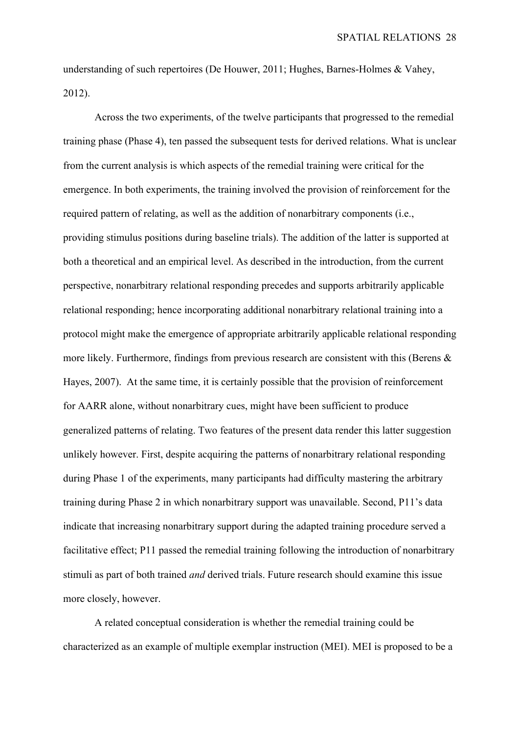understanding of such repertoires (De Houwer, 2011; Hughes, Barnes-Holmes & Vahey, 2012).

Across the two experiments, of the twelve participants that progressed to the remedial training phase (Phase 4), ten passed the subsequent tests for derived relations. What is unclear from the current analysis is which aspects of the remedial training were critical for the emergence. In both experiments, the training involved the provision of reinforcement for the required pattern of relating, as well as the addition of nonarbitrary components (i.e., providing stimulus positions during baseline trials). The addition of the latter is supported at both a theoretical and an empirical level. As described in the introduction, from the current perspective, nonarbitrary relational responding precedes and supports arbitrarily applicable relational responding; hence incorporating additional nonarbitrary relational training into a protocol might make the emergence of appropriate arbitrarily applicable relational responding more likely. Furthermore, findings from previous research are consistent with this (Berens & Hayes, 2007). At the same time, it is certainly possible that the provision of reinforcement for AARR alone, without nonarbitrary cues, might have been sufficient to produce generalized patterns of relating. Two features of the present data render this latter suggestion unlikely however. First, despite acquiring the patterns of nonarbitrary relational responding during Phase 1 of the experiments, many participants had difficulty mastering the arbitrary training during Phase 2 in which nonarbitrary support was unavailable. Second, P11's data indicate that increasing nonarbitrary support during the adapted training procedure served a facilitative effect; P11 passed the remedial training following the introduction of nonarbitrary stimuli as part of both trained *and* derived trials. Future research should examine this issue more closely, however.

A related conceptual consideration is whether the remedial training could be characterized as an example of multiple exemplar instruction (MEI). MEI is proposed to be a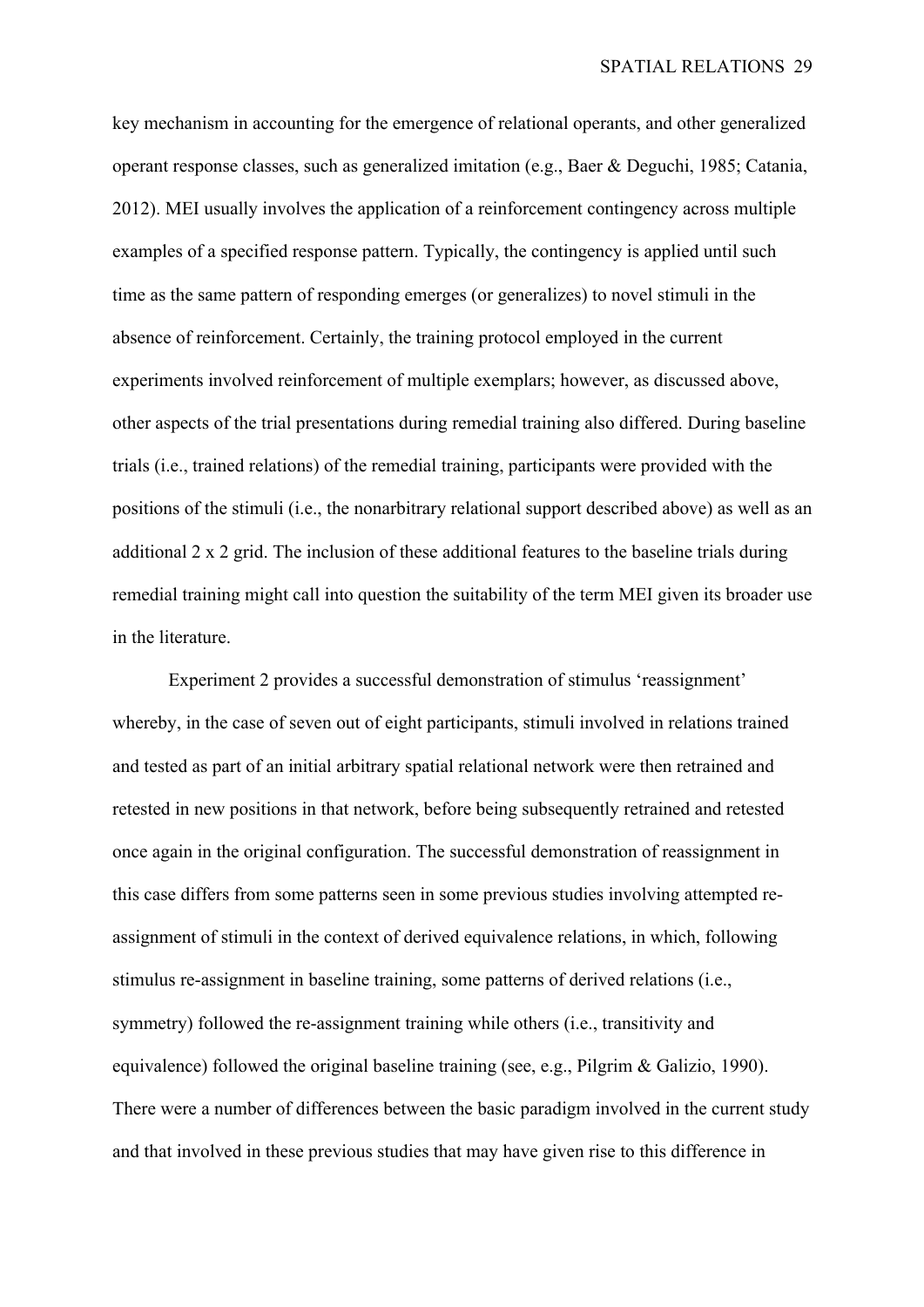key mechanism in accounting for the emergence of relational operants, and other generalized operant response classes, such as generalized imitation (e.g., Baer & Deguchi, 1985; Catania, 2012). MEI usually involves the application of a reinforcement contingency across multiple examples of a specified response pattern. Typically, the contingency is applied until such time as the same pattern of responding emerges (or generalizes) to novel stimuli in the absence of reinforcement. Certainly, the training protocol employed in the current experiments involved reinforcement of multiple exemplars; however, as discussed above, other aspects of the trial presentations during remedial training also differed. During baseline trials (i.e., trained relations) of the remedial training, participants were provided with the positions of the stimuli (i.e., the nonarbitrary relational support described above) as well as an additional 2 x 2 grid. The inclusion of these additional features to the baseline trials during remedial training might call into question the suitability of the term MEI given its broader use in the literature.

Experiment 2 provides a successful demonstration of stimulus 'reassignment' whereby, in the case of seven out of eight participants, stimuli involved in relations trained and tested as part of an initial arbitrary spatial relational network were then retrained and retested in new positions in that network, before being subsequently retrained and retested once again in the original configuration. The successful demonstration of reassignment in this case differs from some patterns seen in some previous studies involving attempted re-assignment of stimuli in the context of derived equivalence relations, in which, following stimulus re-assignment in baseline training, some patterns of derived relations (i.e., symmetry) followed the re-assignment training while others (i.e., transitivity and equivalence) followed the original baseline training (see, e.g., Pilgrim & Galizio, 1990). There were a number of differences between the basic paradigm involved in the current study and that involved in these previous studies that may have given rise to this difference in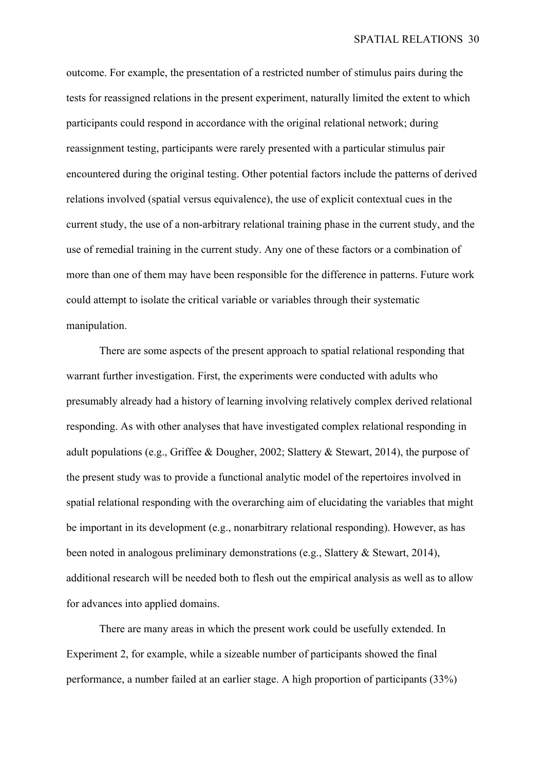outcome. For example, the presentation of a restricted number of stimulus pairs during the tests for reassigned relations in the present experiment, naturally limited the extent to which participants could respond in accordance with the original relational network; during reassignment testing, participants were rarely presented with a particular stimulus pair encountered during the original testing. Other potential factors include the patterns of derived relations involved (spatial versus equivalence), the use of explicit contextual cues in the current study, the use of a non-arbitrary relational training phase in the current study, and the use of remedial training in the current study. Any one of these factors or a combination of more than one of them may have been responsible for the difference in patterns. Future work could attempt to isolate the critical variable or variables through their systematic manipulation.

There are some aspects of the present approach to spatial relational responding that warrant further investigation. First, the experiments were conducted with adults who presumably already had a history of learning involving relatively complex derived relational responding. As with other analyses that have investigated complex relational responding in adult populations (e.g., Griffee & Dougher, 2002; Slattery & Stewart, 2014), the purpose of the present study was to provide a functional analytic model of the repertoires involved in spatial relational responding with the overarching aim of elucidating the variables that might be important in its development (e.g., nonarbitrary relational responding). However, as has been noted in analogous preliminary demonstrations (e.g., Slattery & Stewart, 2014), additional research will be needed both to flesh out the empirical analysis as well as to allow for advances into applied domains.

There are many areas in which the present work could be usefully extended. In Experiment 2, for example, while a sizeable number of participants showed the final performance, a number failed at an earlier stage. A high proportion of participants (33%)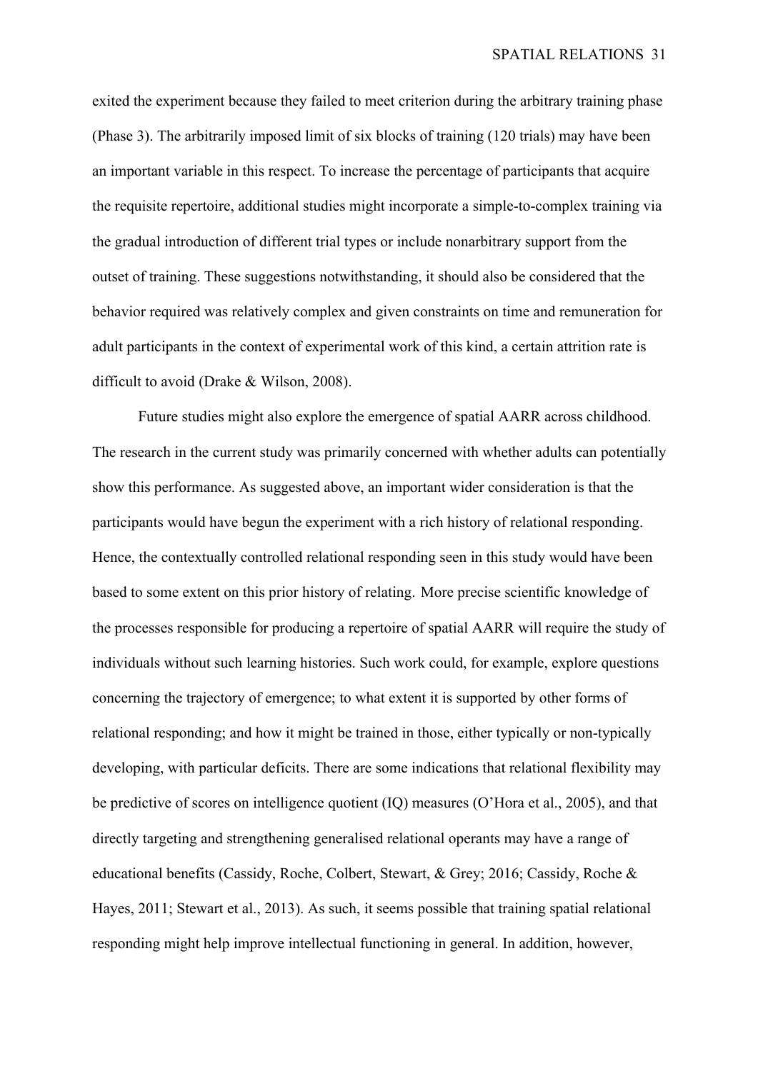exited the experiment because they failed to meet criterion during the arbitrary training phase (Phase 3). The arbitrarily imposed limit of six blocks of training (120 trials) may have been an important variable in this respect. To increase the percentage of participants that acquire the requisite repertoire, additional studies might incorporate a simple-to-complex training via the gradual introduction of different trial types or include nonarbitrary support from the outset of training. These suggestions notwithstanding, it should also be considered that the behavior required was relatively complex and given constraints on time and remuneration for adult participants in the context of experimental work of this kind, a certain attrition rate is difficult to avoid (Drake & Wilson, 2008).

Future studies might also explore the emergence of spatial AARR across childhood. The research in the current study was primarily concerned with whether adults can potentially show this performance. As suggested above, an important wider consideration is that the participants would have begun the experiment with a rich history of relational responding. Hence, the contextually controlled relational responding seen in this study would have been based to some extent on this prior history of relating. More precise scientific knowledge of the processes responsible for producing a repertoire of spatial AARR will require the study of individuals without such learning histories. Such work could, for example, explore questions concerning the trajectory of emergence; to what extent it is supported by other forms of relational responding; and how it might be trained in those, either typically or non-typically developing, with particular deficits. There are some indications that relational flexibility may be predictive of scores on intelligence quotient (IQ) measures (O'Hora et al., 2005), and that directly targeting and strengthening generalised relational operants may have a range of educational benefits (Cassidy, Roche, Colbert, Stewart, & Grey; 2016; Cassidy, Roche & Hayes, 2011; Stewart et al., 2013). As such, it seems possible that training spatial relational responding might help improve intellectual functioning in general. In addition, however,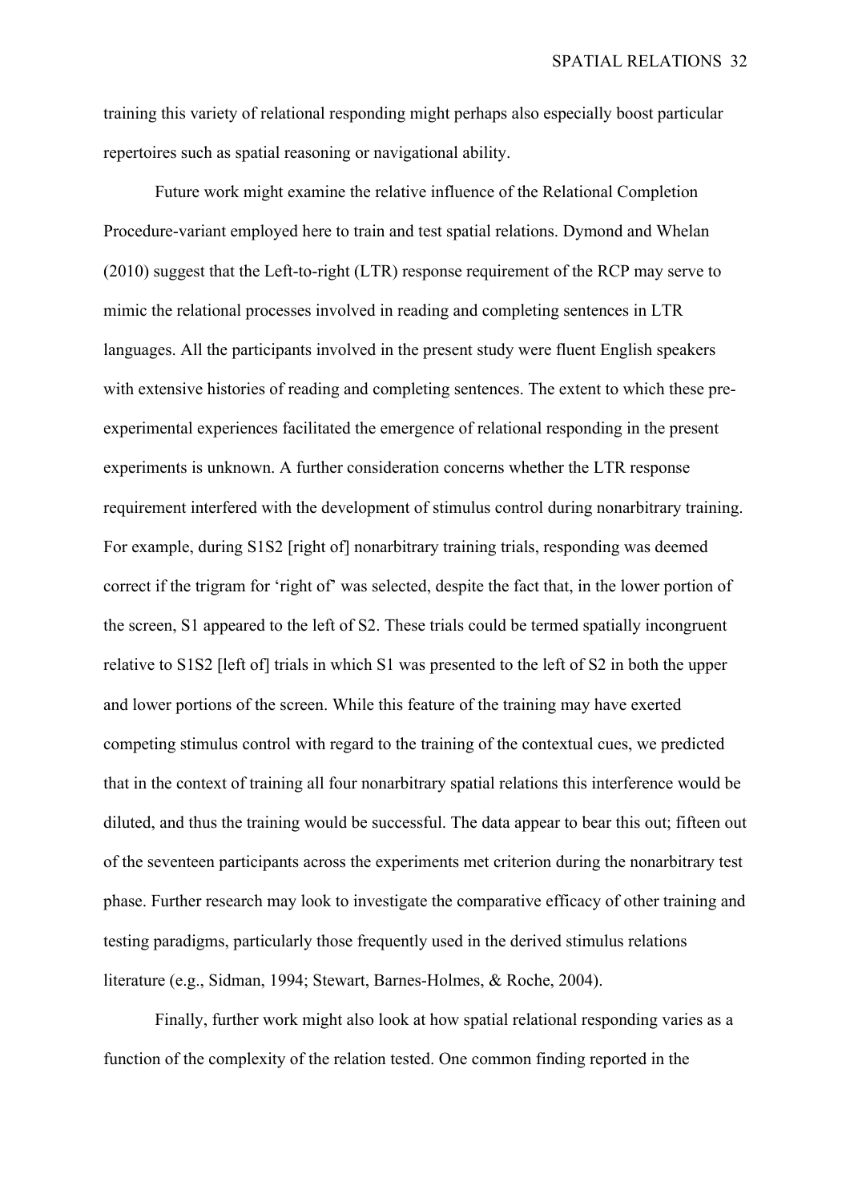training this variety of relational responding might perhaps also especially boost particular repertoires such as spatial reasoning or navigational ability.

Future work might examine the relative influence of the Relational Completion Procedure-variant employed here to train and test spatial relations. Dymond and Whelan (2010) suggest that the Left-to-right (LTR) response requirement of the RCP may serve to mimic the relational processes involved in reading and completing sentences in LTR languages. All the participants involved in the present study were fluent English speakers with extensive histories of reading and completing sentences. The extent to which these pre-experimental experiences facilitated the emergence of relational responding in the present experiments is unknown. A further consideration concerns whether the LTR response requirement interfered with the development of stimulus control during nonarbitrary training. For example, during S1S2 [right of] nonarbitrary training trials, responding was deemed correct if the trigram for 'right of' was selected, despite the fact that, in the lower portion of the screen, S1 appeared to the left of S2. These trials could be termed spatially incongruent relative to S1S2 [left of] trials in which S1 was presented to the left of S2 in both the upper and lower portions of the screen. While this feature of the training may have exerted competing stimulus control with regard to the training of the contextual cues, we predicted that in the context of training all four nonarbitrary spatial relations this interference would be diluted, and thus the training would be successful. The data appear to bear this out; fifteen out of the seventeen participants across the experiments met criterion during the nonarbitrary test phase. Further research may look to investigate the comparative efficacy of other training and testing paradigms, particularly those frequently used in the derived stimulus relations literature (e.g., Sidman, 1994; Stewart, Barnes-Holmes, & Roche, 2004).

Finally, further work might also look at how spatial relational responding varies as a function of the complexity of the relation tested. One common finding reported in the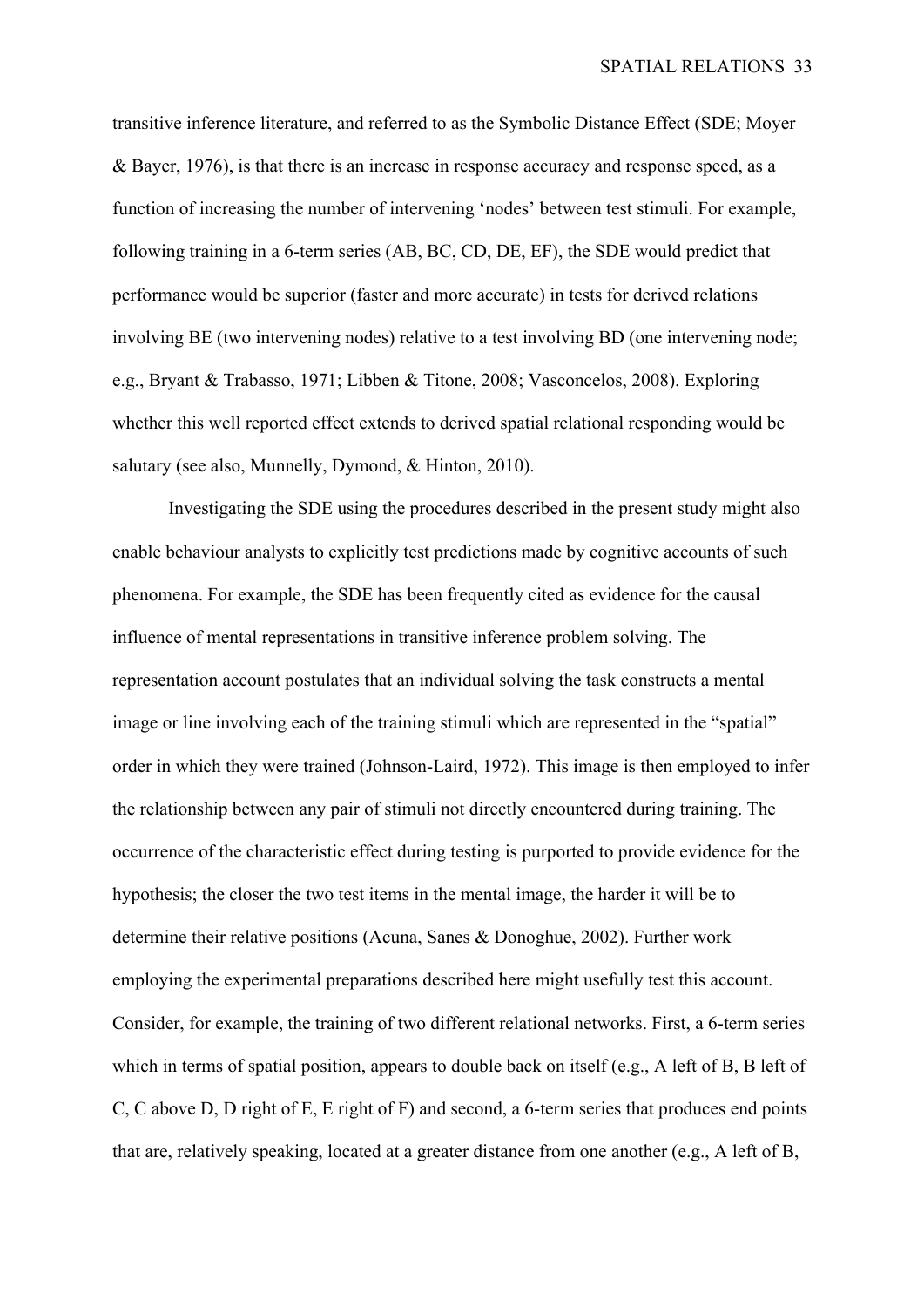transitive inference literature, and referred to as the Symbolic Distance Effect (SDE; Moyer & Bayer, 1976), is that there is an increase in response accuracy and response speed, as a function of increasing the number of intervening 'nodes' between test stimuli. For example, following training in a 6-term series (AB, BC, CD, DE, EF), the SDE would predict that performance would be superior (faster and more accurate) in tests for derived relations involving BE (two intervening nodes) relative to a test involving BD (one intervening node; e.g., Bryant & Trabasso, 1971; Libben & Titone, 2008; Vasconcelos, 2008). Exploring whether this well reported effect extends to derived spatial relational responding would be salutary (see also, Munnelly, Dymond, & Hinton, 2010).

Investigating the SDE using the procedures described in the present study might also enable behaviour analysts to explicitly test predictions made by cognitive accounts of such phenomena. For example, the SDE has been frequently cited as evidence for the causal influence of mental representations in transitive inference problem solving. The representation account postulates that an individual solving the task constructs a mental image or line involving each of the training stimuli which are represented in the "spatial" order in which they were trained (Johnson-Laird, 1972). This image is then employed to infer the relationship between any pair of stimuli not directly encountered during training. The occurrence of the characteristic effect during testing is purported to provide evidence for the hypothesis; the closer the two test items in the mental image, the harder it will be to determine their relative positions (Acuna, Sanes & Donoghue, 2002). Further work employing the experimental preparations described here might usefully test this account. Consider, for example, the training of two different relational networks. First, a 6-term series which in terms of spatial position, appears to double back on itself (e.g., A left of B, B left of C, C above D, D right of E, E right of F) and second, a 6-term series that produces end points that are, relatively speaking, located at a greater distance from one another (e.g., A left of B,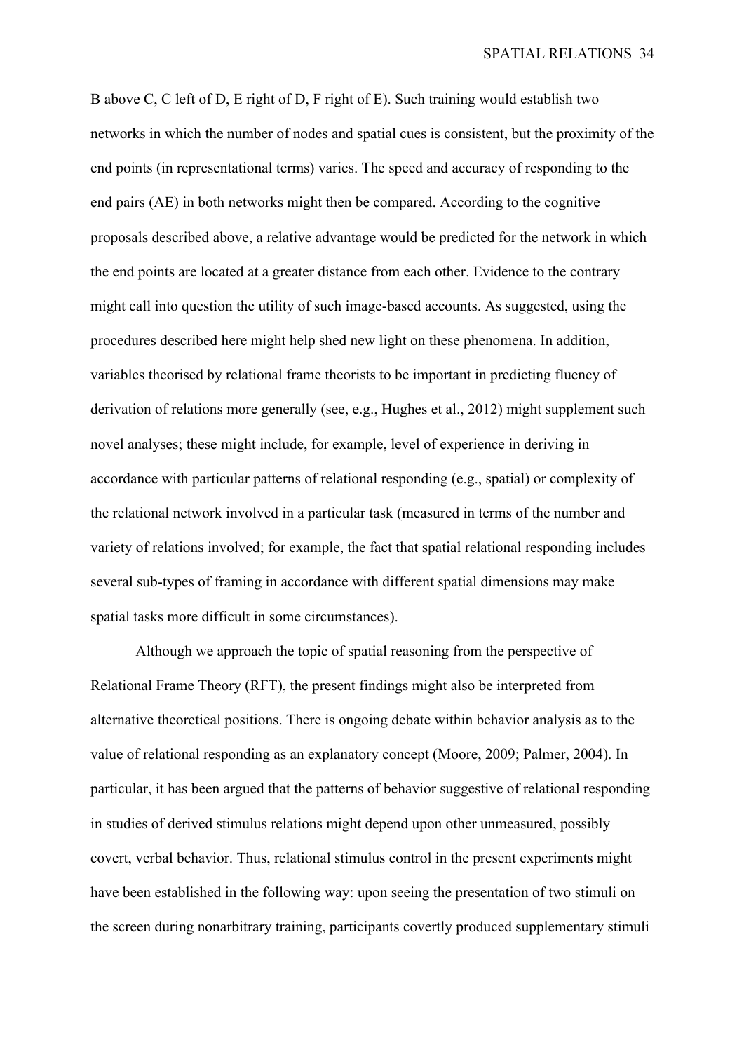B above C, C left of D, E right of D, F right of E). Such training would establish two networks in which the number of nodes and spatial cues is consistent, but the proximity of the end points (in representational terms) varies. The speed and accuracy of responding to the end pairs (AE) in both networks might then be compared. According to the cognitive proposals described above, a relative advantage would be predicted for the network in which the end points are located at a greater distance from each other. Evidence to the contrary might call into question the utility of such image-based accounts. As suggested, using the procedures described here might help shed new light on these phenomena. In addition, variables theorised by relational frame theorists to be important in predicting fluency of derivation of relations more generally (see, e.g., Hughes et al., 2012) might supplement such novel analyses; these might include, for example, level of experience in deriving in accordance with particular patterns of relational responding (e.g., spatial) or complexity of the relational network involved in a particular task (measured in terms of the number and variety of relations involved; for example, the fact that spatial relational responding includes several sub-types of framing in accordance with different spatial dimensions may make spatial tasks more difficult in some circumstances).

Although we approach the topic of spatial reasoning from the perspective of Relational Frame Theory (RFT), the present findings might also be interpreted from alternative theoretical positions. There is ongoing debate within behavior analysis as to the value of relational responding as an explanatory concept (Moore, 2009; Palmer, 2004). In particular, it has been argued that the patterns of behavior suggestive of relational responding in studies of derived stimulus relations might depend upon other unmeasured, possibly covert, verbal behavior. Thus, relational stimulus control in the present experiments might have been established in the following way: upon seeing the presentation of two stimuli on the screen during nonarbitrary training, participants covertly produced supplementary stimuli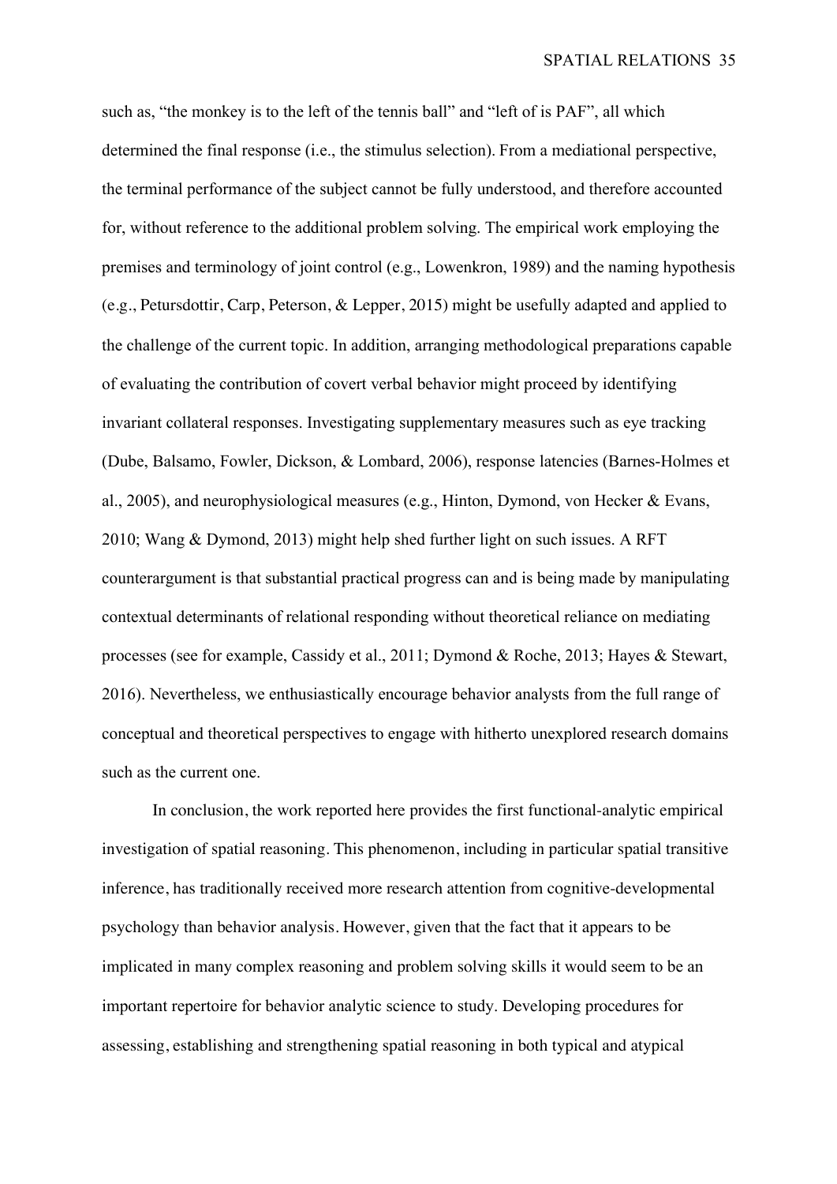such as, "the monkey is to the left of the tennis ball" and "left of is PAF", all which determined the final response (i.e., the stimulus selection). From a mediational perspective, the terminal performance of the subject cannot be fully understood, and therefore accounted for, without reference to the additional problem solving. The empirical work employing the premises and terminology of joint control (e.g., Lowenkron, 1989) and the naming hypothesis (e.g., Petursdottir, Carp, Peterson, & Lepper, 2015) might be usefully adapted and applied to the challenge of the current topic. In addition, arranging methodological preparations capable of evaluating the contribution of covert verbal behavior might proceed by identifying invariant collateral responses. Investigating supplementary measures such as eye tracking (Dube, Balsamo, Fowler, Dickson, & Lombard, 2006), response latencies (Barnes-Holmes et al., 2005), and neurophysiological measures (e.g., Hinton, Dymond, von Hecker & Evans, 2010; Wang & Dymond, 2013) might help shed further light on such issues. A RFT counterargument is that substantial practical progress can and is being made by manipulating contextual determinants of relational responding without theoretical reliance on mediating processes (see for example, Cassidy et al., 2011; Dymond & Roche, 2013; Hayes & Stewart, 2016). Nevertheless, we enthusiastically encourage behavior analysts from the full range of conceptual and theoretical perspectives to engage with hitherto unexplored research domains such as the current one.

In conclusion, the work reported here provides the first functional-analytic empirical investigation of spatial reasoning. This phenomenon, including in particular spatial transitive inference, has traditionally received more research attention from cognitive-developmental psychology than behavior analysis. However, given that the fact that it appears to be implicated in many complex reasoning and problem solving skills it would seem to be an important repertoire for behavior analytic science to study. Developing procedures for assessing, establishing and strengthening spatial reasoning in both typical and atypical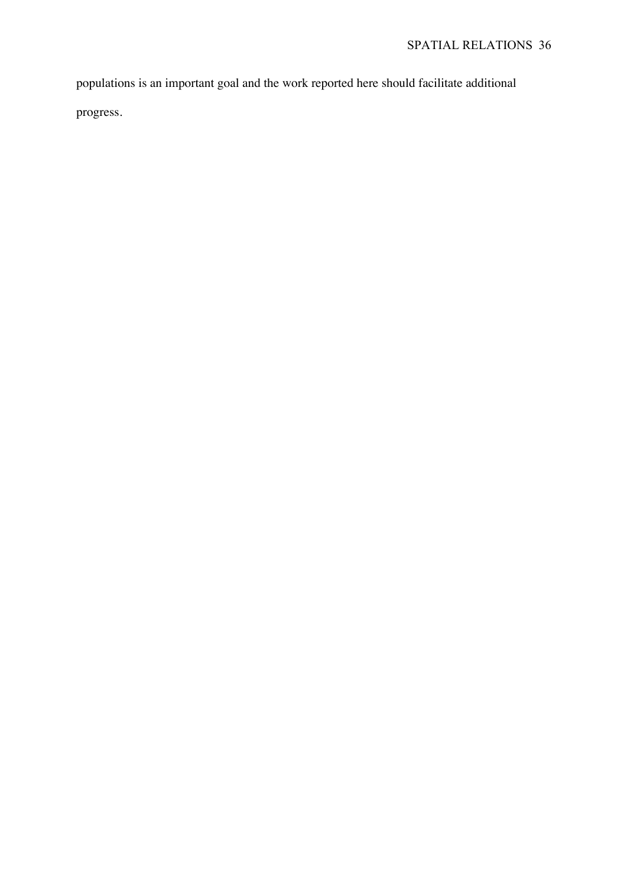populations is an important goal and the work reported here should facilitate additional progress.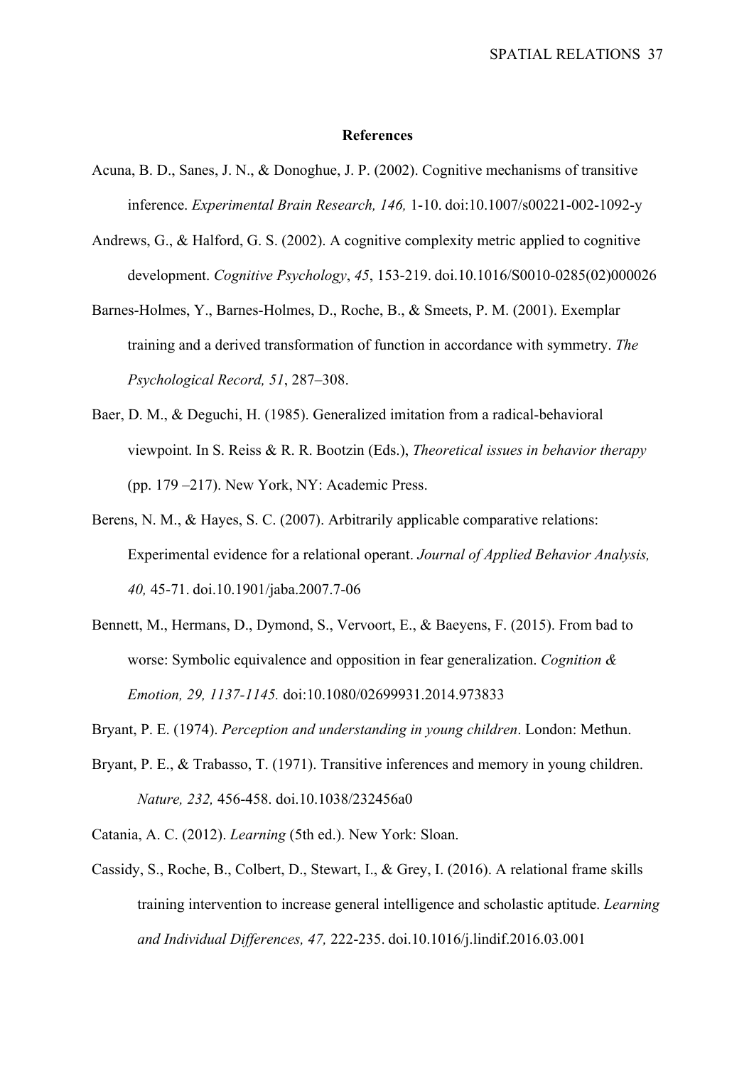# References

Acuna, B. D., Sanes, J. N., & Donoghue, J. P. (2002). Cognitive mechanisms of transitive inference. *Experimental Brain Research, 146,* 1-10. doi:10.1007/s00221-002-1092-y

Andrews, G., & Halford, G. S. (2002). A cognitive complexity metric applied to cognitive development. *Cognitive Psychology*, *45*, 153-219. doi.10.1016/S0010-0285(02)000026

Barnes-Holmes, Y., Barnes-Holmes, D., Roche, B., & Smeets, P. M. (2001). Exemplar training and a derived transformation of function in accordance with symmetry. *The Psychological Record, 51*, 287–308.

Baer, D. M., & Deguchi, H. (1985). Generalized imitation from a radical-behavioral viewpoint. In S. Reiss & R. R. Bootzin (Eds.), *Theoretical issues in behavior therapy* (pp. 179 –217). New York, NY: Academic Press.

Berens, N. M., & Hayes, S. C. (2007). Arbitrarily applicable comparative relations: Experimental evidence for a relational operant. *Journal of Applied Behavior Analysis, 40,* 45-71. doi.10.1901/jaba.2007.7-06

Bennett, M., Hermans, D., Dymond, S., Vervoort, E., & Baeyens, F. (2015). From bad to worse: Symbolic equivalence and opposition in fear generalization. *Cognition & Emotion, 29, 1137-1145.* doi:10.1080/02699931.2014.973833

Bryant, P. E. (1974). *Perception and understanding in young children*. London: Methun.

Bryant, P. E., & Trabasso, T. (1971). Transitive inferences and memory in young children. *Nature, 232,* 456-458. doi.10.1038/232456a0

Catania, A. C. (2012). *Learning* (5th ed.). New York: Sloan.

Cassidy, S., Roche, B., Colbert, D., Stewart, I., & Grey, I. (2016). A relational frame skills training intervention to increase general intelligence and scholastic aptitude. *Learning and Individual Differences, 47,* 222-235. doi.10.1016/j.lindif.2016.03.001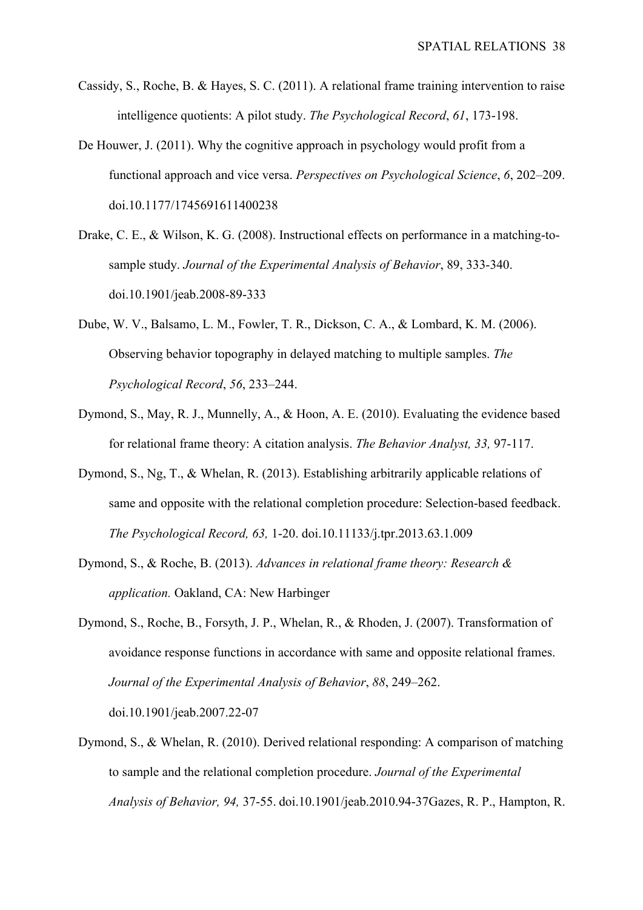Cassidy, S., Roche, B. & Hayes, S. C. (2011). A relational frame training intervention to raise intelligence quotients: A pilot study. *The Psychological Record*, *61*, 173-198.

De Houwer, J. (2011). Why the cognitive approach in psychology would profit from a functional approach and vice versa. *Perspectives on Psychological Science*, *6*, 202–209. doi.10.1177/1745691611400238

Drake, C. E., & Wilson, K. G. (2008). Instructional effects on performance in a matching-to-sample study. *Journal of the Experimental Analysis of Behavior*, 89, 333-340. doi.10.1901/jeab.2008-89-333

Dube, W. V., Balsamo, L. M., Fowler, T. R., Dickson, C. A., & Lombard, K. M. (2006). Observing behavior topography in delayed matching to multiple samples. *The Psychological Record*, *56*, 233–244.

Dymond, S., May, R. J., Munnelly, A., & Hoon, A. E. (2010). Evaluating the evidence based for relational frame theory: A citation analysis. *The Behavior Analyst, 33,* 97-117.

Dymond, S., Ng, T., & Whelan, R. (2013). Establishing arbitrarily applicable relations of same and opposite with the relational completion procedure: Selection-based feedback. *The Psychological Record, 63,* 1-20. doi.10.11133/j.tpr.2013.63.1.009

Dymond, S., & Roche, B. (2013). *Advances in relational frame theory: Research & application.* Oakland, CA: New Harbinger

Dymond, S., Roche, B., Forsyth, J. P., Whelan, R., & Rhoden, J. (2007). Transformation of avoidance response functions in accordance with same and opposite relational frames. *Journal of the Experimental Analysis of Behavior*, *88*, 249–262. doi.10.1901/jeab.2007.22-07

Dymond, S., & Whelan, R. (2010). Derived relational responding: A comparison of matching to sample and the relational completion procedure. *Journal of the Experimental Analysis of Behavior, 94,* 37-55. doi.10.1901/jeab.2010.94-37Gazes, R. P., Hampton, R.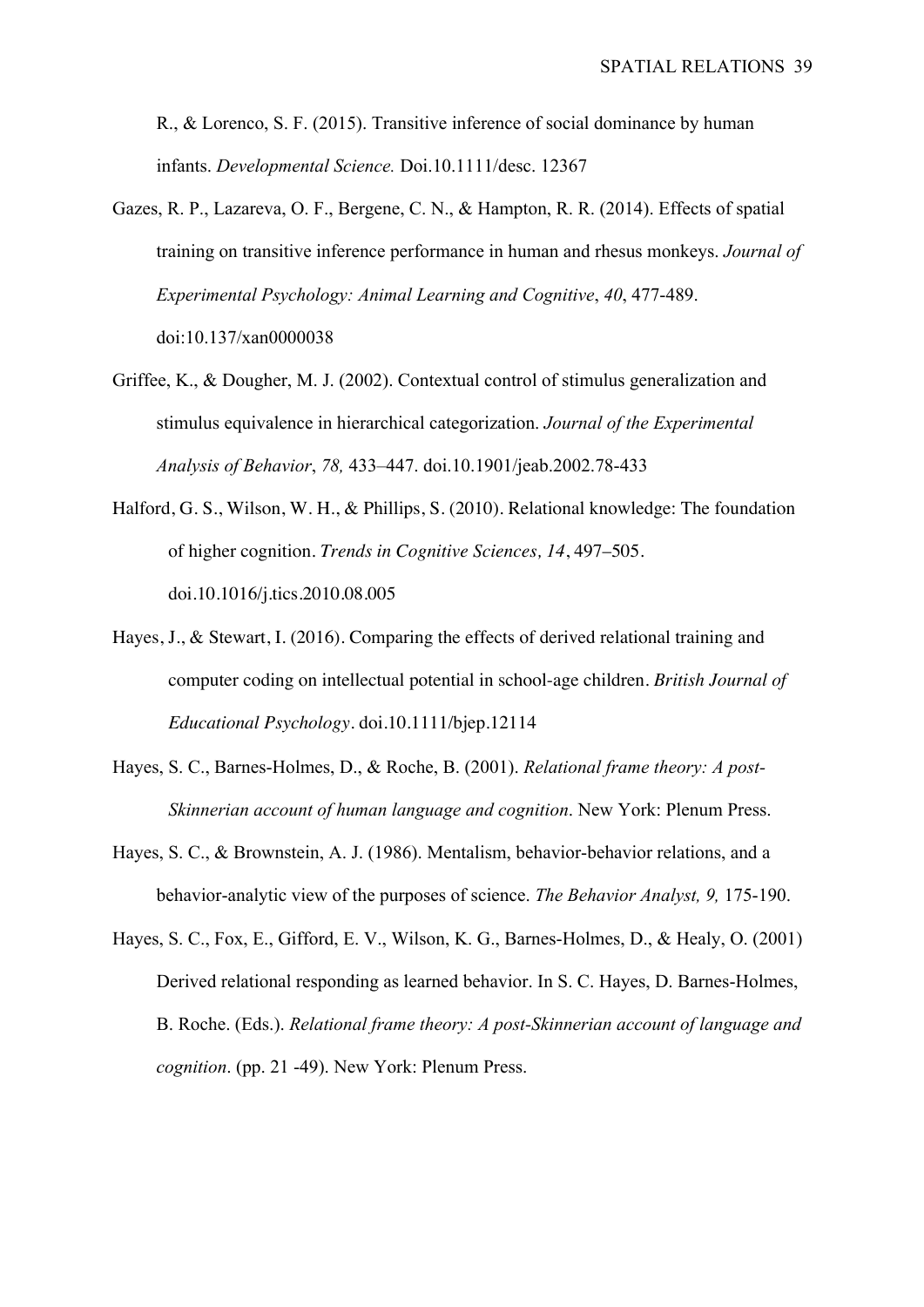R., & Lorenco, S. F. (2015). Transitive inference of social dominance by human infants. *Developmental Science.* Doi.10.1111/desc. 12367

Gazes, R. P., Lazareva, O. F., Bergene, C. N., & Hampton, R. R. (2014). Effects of spatial training on transitive inference performance in human and rhesus monkeys. *Journal of Experimental Psychology: Animal Learning and Cognitive*, *40*, 477-489. doi:10.137/xan0000038

Griffee, K., & Dougher, M. J. (2002). Contextual control of stimulus generalization and stimulus equivalence in hierarchical categorization. *Journal of the Experimental Analysis of Behavior*, *78,* 433–447. doi.10.1901/jeab.2002.78-433

Halford, G. S., Wilson, W. H., & Phillips, S. (2010). Relational knowledge: The foundation of higher cognition. *Trends in Cognitive Sciences, 14*, 497–505. doi.10.1016/j.tics.2010.08.005

Hayes, J., & Stewart, I. (2016). Comparing the effects of derived relational training and computer coding on intellectual potential in school-age children. *British Journal of Educational Psychology*. doi.10.1111/bjep.12114

Hayes, S. C., Barnes-Holmes, D., & Roche, B. (2001). *Relational frame theory: A post-Skinnerian account of human language and cognition*. New York: Plenum Press.

Hayes, S. C., & Brownstein, A. J. (1986). Mentalism, behavior-behavior relations, and a behavior-analytic view of the purposes of science. *The Behavior Analyst, 9,* 175-190.

Hayes, S. C., Fox, E., Gifford, E. V., Wilson, K. G., Barnes-Holmes, D., & Healy, O. (2001) Derived relational responding as learned behavior. In S. C. Hayes, D. Barnes-Holmes, B. Roche. (Eds.). *Relational frame theory: A post-Skinnerian account of language and cognition*. (pp. 21 -49). New York: Plenum Press.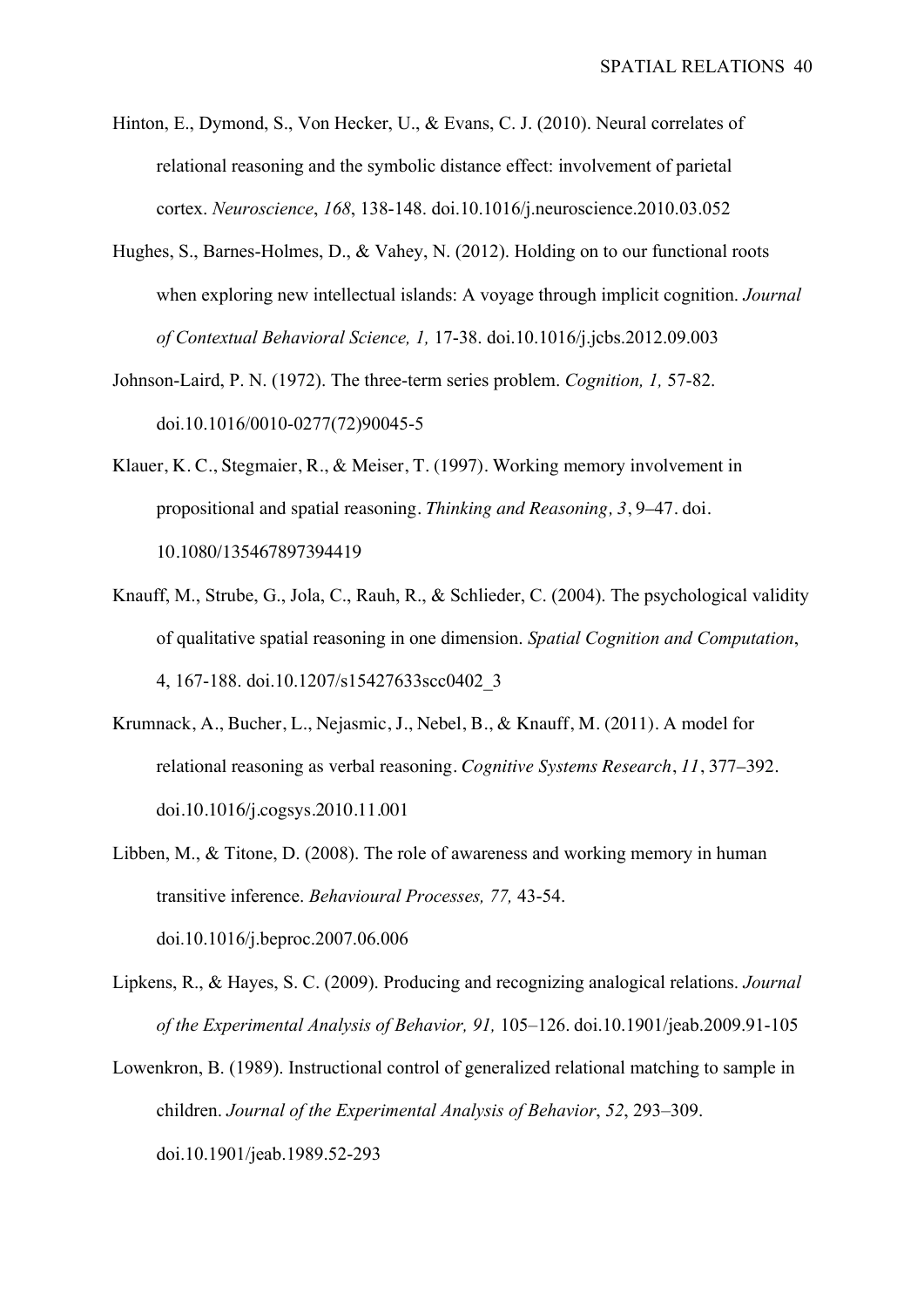Hinton, E., Dymond, S., Von Hecker, U., & Evans, C. J. (2010). Neural correlates of relational reasoning and the symbolic distance effect: involvement of parietal cortex. *Neuroscience*, *168*, 138-148. doi.10.1016/j.neuroscience.2010.03.052

Hughes, S., Barnes-Holmes, D., & Vahey, N. (2012). Holding on to our functional roots when exploring new intellectual islands: A voyage through implicit cognition. *Journal of Contextual Behavioral Science, 1,* 17-38. doi.10.1016/j.jcbs.2012.09.003

Johnson-Laird, P. N. (1972). The three-term series problem. *Cognition, 1,* 57-82. doi.10.1016/0010-0277(72)90045-5

Klauer, K. C., Stegmaier, R., & Meiser, T. (1997). Working memory involvement in propositional and spatial reasoning. *Thinking and Reasoning, 3*, 9–47. doi. 10.1080/135467897394419

Knauff, M., Strube, G., Jola, C., Rauh, R., & Schlieder, C. (2004). The psychological validity of qualitative spatial reasoning in one dimension. *Spatial Cognition and Computation*, 4, 167-188. doi.10.1207/s15427633scc0402_3

Krumnack, A., Bucher, L., Nejasmic, J., Nebel, B., & Knauff, M. (2011). A model for relational reasoning as verbal reasoning. *Cognitive Systems Research*, *11*, 377–392. doi.10.1016/j.cogsys.2010.11.001

Libben, M., & Titone, D. (2008). The role of awareness and working memory in human transitive inference. *Behavioural Processes, 77,* 43-54. doi.10.1016/j.beproc.2007.06.006

Lipkens, R., & Hayes, S. C. (2009). Producing and recognizing analogical relations. *Journal of the Experimental Analysis of Behavior, 91,* 105–126. doi.10.1901/jeab.2009.91-105

Lowenkron, B. (1989). Instructional control of generalized relational matching to sample in children. *Journal of the Experimental Analysis of Behavior*, *52*, 293–309. doi.10.1901/jeab.1989.52-293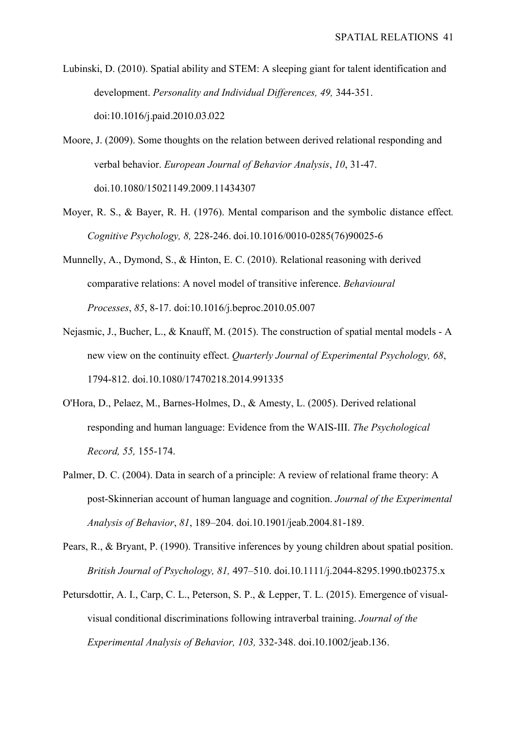Lubinski, D. (2010). Spatial ability and STEM: A sleeping giant for talent identification and development. *Personality and Individual Differences, 49,* 344-351. doi:10.1016/j.paid.2010.03.022

Moore, J. (2009). Some thoughts on the relation between derived relational responding and verbal behavior. *European Journal of Behavior Analysis*, *10*, 31-47. doi.10.1080/15021149.2009.11434307

Moyer, R. S., & Bayer, R. H. (1976). Mental comparison and the symbolic distance effect*. Cognitive Psychology, 8,* 228-246. doi.10.1016/0010-0285(76)90025-6

Munnelly, A., Dymond, S., & Hinton, E. C. (2010). Relational reasoning with derived comparative relations: A novel model of transitive inference. *Behavioural Processes*, *85*, 8-17. doi:10.1016/j.beproc.2010.05.007

Nejasmic, J., Bucher, L., & Knauff, M. (2015). The construction of spatial mental models - A new view on the continuity effect. *Quarterly Journal of Experimental Psychology, 68*, 1794-812. doi.10.1080/17470218.2014.991335

O'Hora, D., Pelaez, M., Barnes-Holmes, D., & Amesty, L. (2005). Derived relational responding and human language: Evidence from the WAIS-III. *The Psychological Record, 55,* 155-174.

Palmer, D. C. (2004). Data in search of a principle: A review of relational frame theory: A post-Skinnerian account of human language and cognition. *Journal of the Experimental Analysis of Behavior*, *81*, 189–204. doi.10.1901/jeab.2004.81-189.

Pears, R., & Bryant, P. (1990). Transitive inferences by young children about spatial position. *British Journal of Psychology, 81,* 497–510. doi.10.1111/j.2044-8295.1990.tb02375.x

Petursdottir, A. I., Carp, C. L., Peterson, S. P., & Lepper, T. L. (2015). Emergence of visual-visual conditional discriminations following intraverbal training. *Journal of the Experimental Analysis of Behavior, 103,* 332-348. doi.10.1002/jeab.136.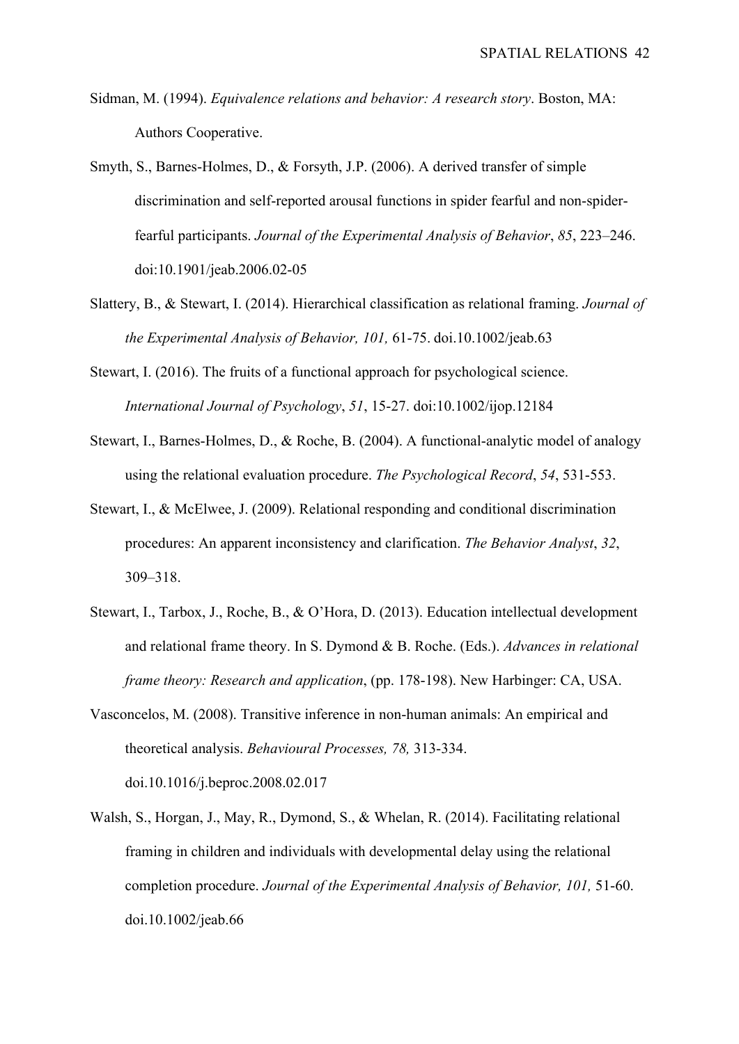Sidman, M. (1994). *Equivalence relations and behavior: A research story*. Boston, MA: Authors Cooperative.

Smyth, S., Barnes-Holmes, D., & Forsyth, J.P. (2006). A derived transfer of simple discrimination and self-reported arousal functions in spider fearful and non-spider-fearful participants. *Journal of the Experimental Analysis of Behavior*, *85*, 223–246. doi:10.1901/jeab.2006.02-05

Slattery, B., & Stewart, I. (2014). Hierarchical classification as relational framing. *Journal of the Experimental Analysis of Behavior, 101,* 61-75. doi.10.1002/jeab.63

Stewart, I. (2016). The fruits of a functional approach for psychological science. *International Journal of Psychology*, *51*, 15-27. doi:10.1002/ijop.12184

Stewart, I., Barnes-Holmes, D., & Roche, B. (2004). A functional-analytic model of analogy using the relational evaluation procedure. *The Psychological Record*, *54*, 531-553.

Stewart, I., & McElwee, J. (2009). Relational responding and conditional discrimination procedures: An apparent inconsistency and clarification. *The Behavior Analyst*, *32*, 309–318.

Stewart, I., Tarbox, J., Roche, B., & O'Hora, D. (2013). Education intellectual development and relational frame theory. In S. Dymond & B. Roche. (Eds.). *Advances in relational frame theory: Research and application*, (pp. 178-198). New Harbinger: CA, USA.

Vasconcelos, M. (2008). Transitive inference in non-human animals: An empirical and theoretical analysis. *Behavioural Processes, 78,* 313-334. doi.10.1016/j.beproc.2008.02.017

Walsh, S., Horgan, J., May, R., Dymond, S., & Whelan, R. (2014). Facilitating relational framing in children and individuals with developmental delay using the relational completion procedure. *Journal of the Experimental Analysis of Behavior, 101,* 51-60. doi.10.1002/jeab.66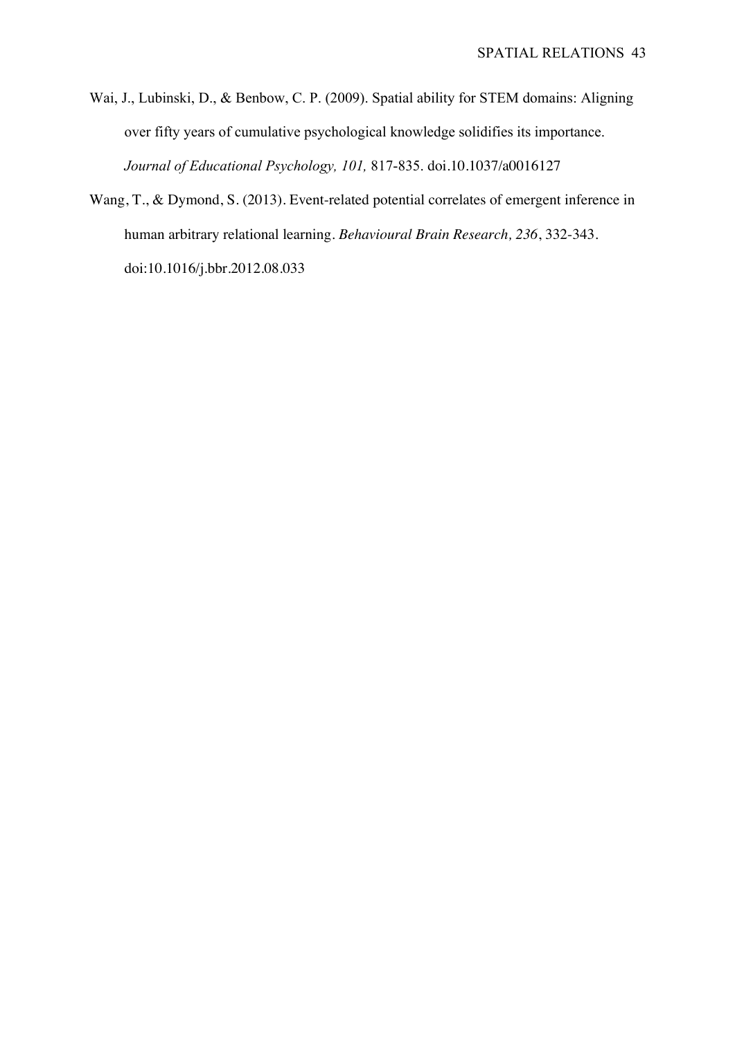Wai, J., Lubinski, D., & Benbow, C. P. (2009). Spatial ability for STEM domains: Aligning over fifty years of cumulative psychological knowledge solidifies its importance. *Journal of Educational Psychology, 101,* 817-835. doi.10.1037/a0016127

Wang, T., & Dymond, S. (2013). Event-related potential correlates of emergent inference in human arbitrary relational learning. *Behavioural Brain Research, 236*, 332-343. doi:10.1016/j.bbr.2012.08.033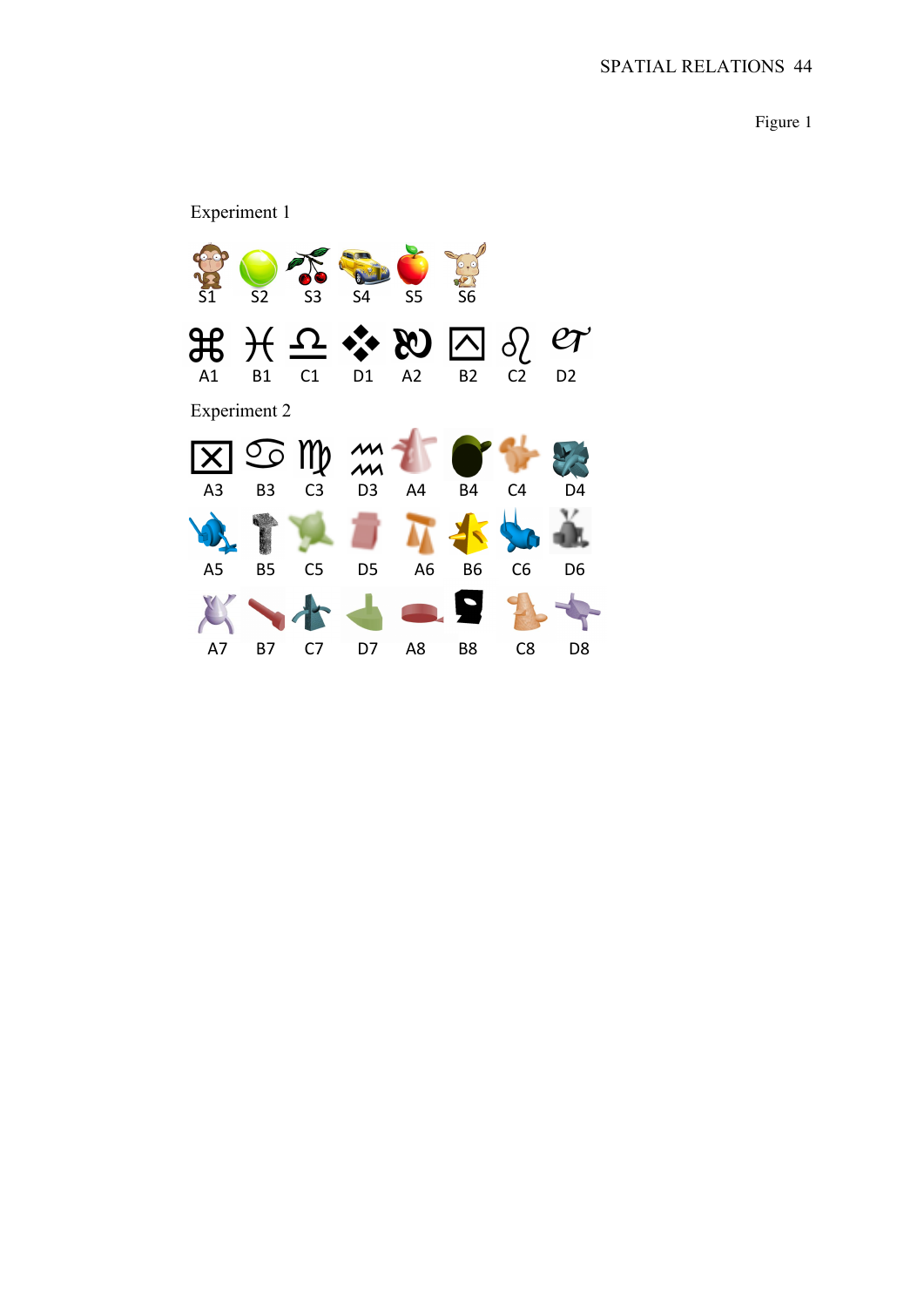Figure 1

Experiment 1

S1 S2 S3 S4 S5 S6

A1 B1 C1 D1 A2 B2 C2 D2

Experiment 2

A3 B3 C3 D3 A4 B4 C4 D4

A5 B5 C5 D5 A6 B6 C6 D6

A7 B7 C7 D7 A8 B8 C8 D8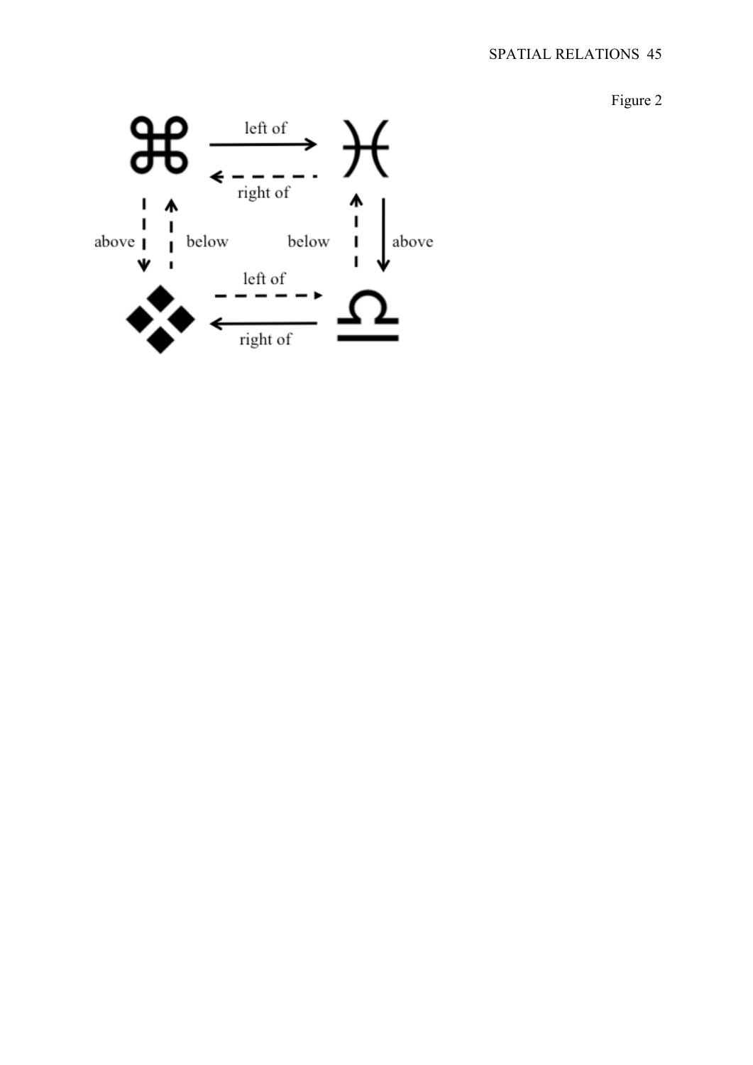Figure 2

left of

right of

above

below

below

above

left of

right of